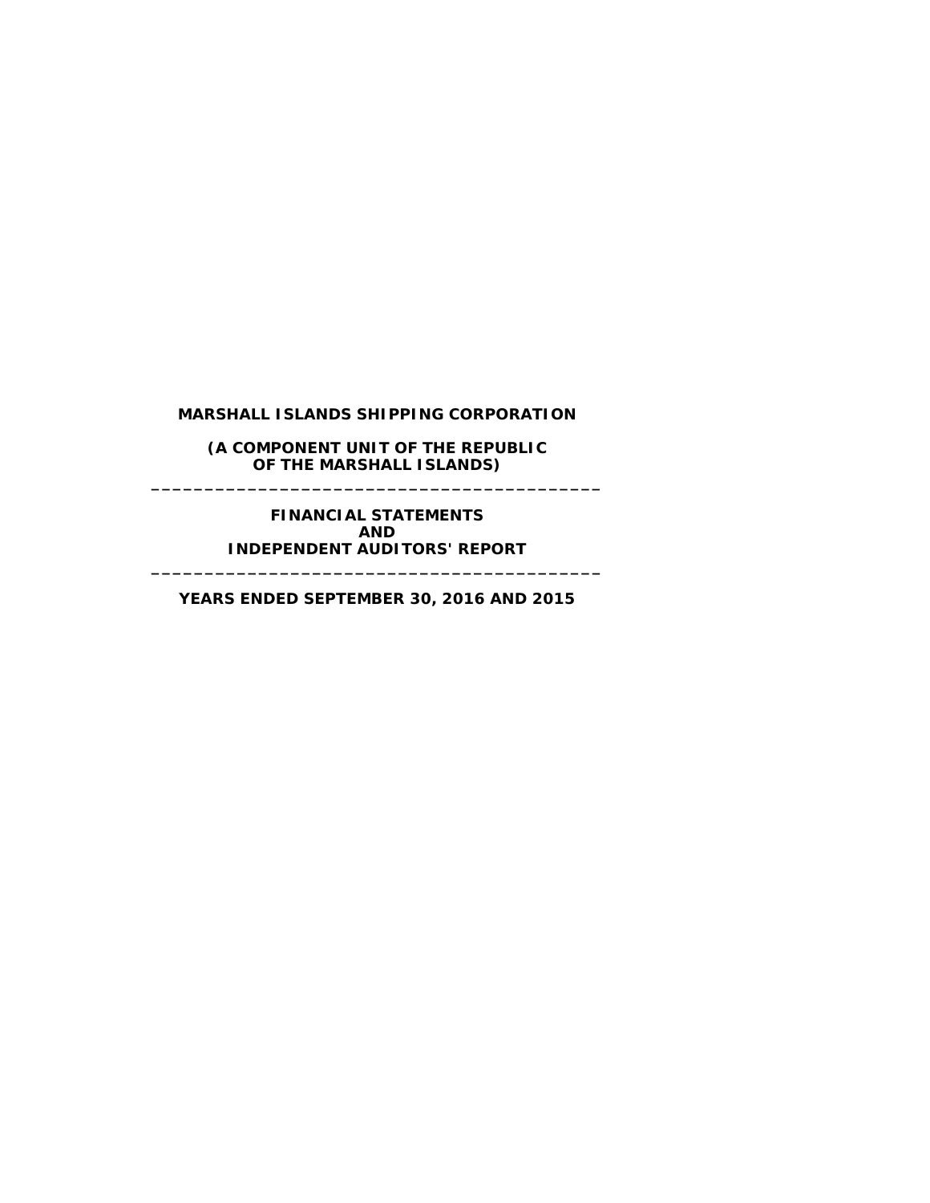# MARSHALL ISLANDS SHIPPING CORPORATION

**(A COMPONENT UNIT OF THE REPUBLIC OF THE MARSHALL ISLANDS)**

---

**FINANCIAL STATEMENTS AND INDEPENDENT AUDITORS' REPORT**

---

**YEARS ENDED SEPTEMBER 30, 2016 AND 2015**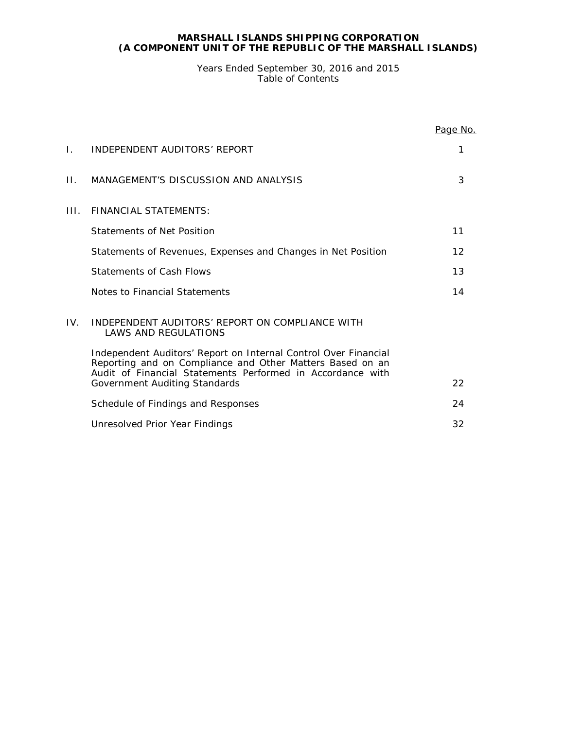**MARSHALL ISLANDS SHIPPING CORPORATION**
**(A COMPONENT UNIT OF THE REPUBLIC OF THE MARSHALL ISLANDS)**

Years Ended September 30, 2016 and 2015
Table of Contents

| | | Page No. |
|---|---|---|
| I. | INDEPENDENT AUDITORS' REPORT | 1 |
| II. | MANAGEMENT'S DISCUSSION AND ANALYSIS | 3 |
| III. | FINANCIAL STATEMENTS: | |
| | Statements of Net Position | 11 |
| | Statements of Revenues, Expenses and Changes in Net Position | 12 |
| | Statements of Cash Flows | 13 |
| | Notes to Financial Statements | 14 |
| IV. | INDEPENDENT AUDITORS' REPORT ON COMPLIANCE WITH LAWS AND REGULATIONS | |
| | Independent Auditors' Report on Internal Control Over Financial Reporting and on Compliance and Other Matters Based on an Audit of Financial Statements Performed in Accordance with Government Auditing Standards | 22 |
| | Schedule of Findings and Responses | 24 |
| | Unresolved Prior Year Findings | 32 |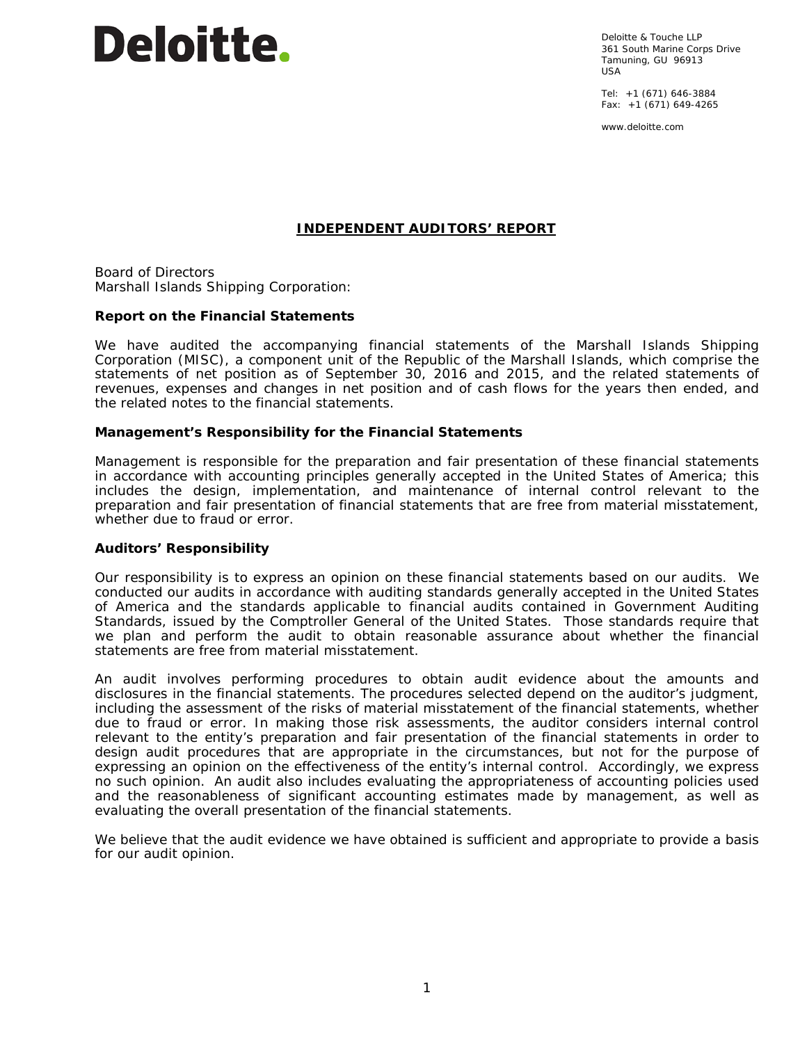# Deloitte.

Deloitte & Touche LLP
361 South Marine Corps Drive
Tamuning, GU 96913
USA

Tel: +1 (671) 646-3884
Fax: +1 (671) 649-4265

www.deloitte.com

## INDEPENDENT AUDITORS' REPORT

Board of Directors
Marshall Islands Shipping Corporation:

### Report on the Financial Statements

We have audited the accompanying financial statements of the Marshall Islands Shipping Corporation (MISC), a component unit of the Republic of the Marshall Islands, which comprise the statements of net position as of September 30, 2016 and 2015, and the related statements of revenues, expenses and changes in net position and of cash flows for the years then ended, and the related notes to the financial statements.

### Management's Responsibility for the Financial Statements

Management is responsible for the preparation and fair presentation of these financial statements in accordance with accounting principles generally accepted in the United States of America; this includes the design, implementation, and maintenance of internal control relevant to the preparation and fair presentation of financial statements that are free from material misstatement, whether due to fraud or error.

### Auditors' Responsibility

Our responsibility is to express an opinion on these financial statements based on our audits. We conducted our audits in accordance with auditing standards generally accepted in the United States of America and the standards applicable to financial audits contained in Government Auditing Standards, issued by the Comptroller General of the United States. Those standards require that we plan and perform the audit to obtain reasonable assurance about whether the financial statements are free from material misstatement.

An audit involves performing procedures to obtain audit evidence about the amounts and disclosures in the financial statements. The procedures selected depend on the auditor's judgment, including the assessment of the risks of material misstatement of the financial statements, whether due to fraud or error. In making those risk assessments, the auditor considers internal control relevant to the entity's preparation and fair presentation of the financial statements in order to design audit procedures that are appropriate in the circumstances, but not for the purpose of expressing an opinion on the effectiveness of the entity's internal control. Accordingly, we express no such opinion. An audit also includes evaluating the appropriateness of accounting policies used and the reasonableness of significant accounting estimates made by management, as well as evaluating the overall presentation of the financial statements.

We believe that the audit evidence we have obtained is sufficient and appropriate to provide a basis for our audit opinion.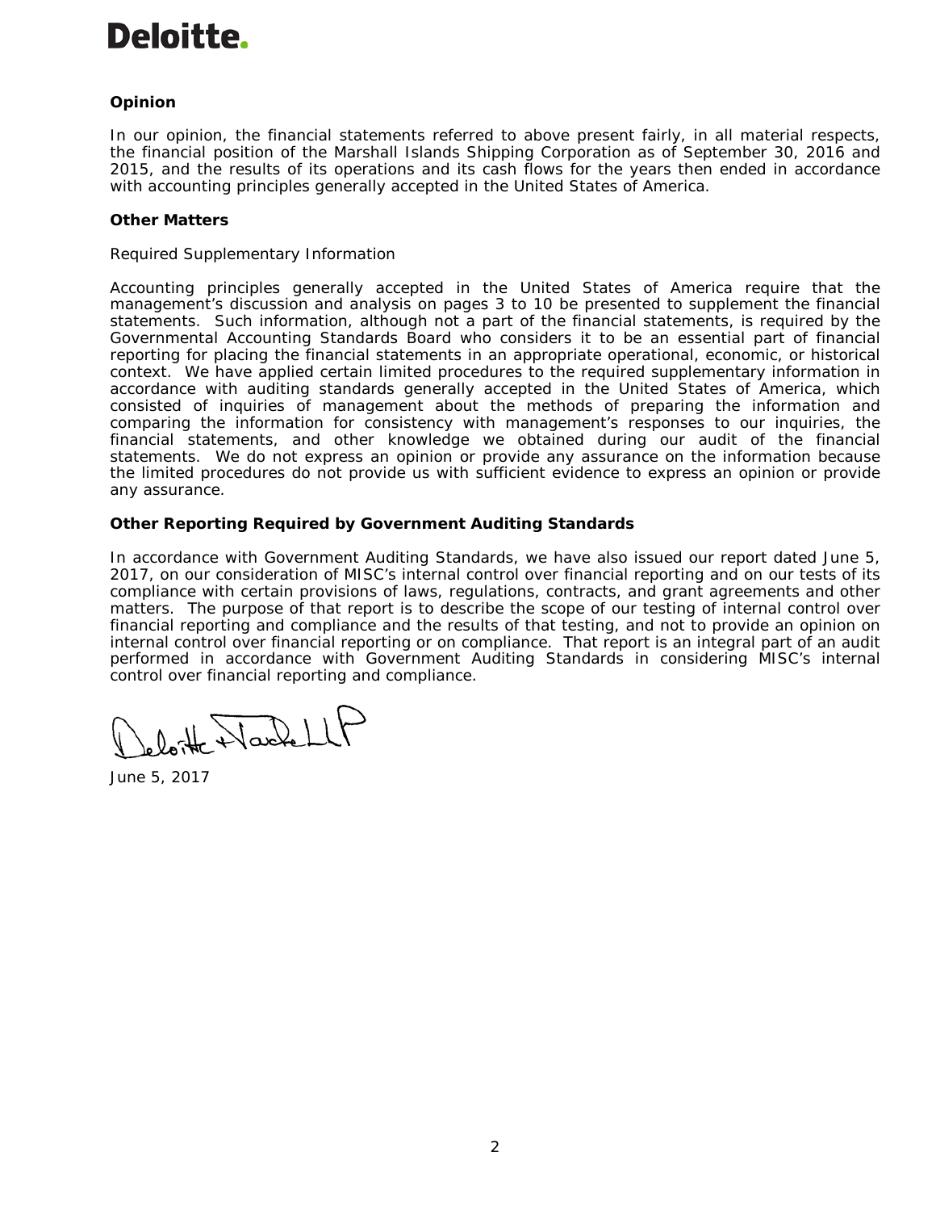**Deloitte.**

**Opinion**

In our opinion, the financial statements referred to above present fairly, in all material respects, the financial position of the Marshall Islands Shipping Corporation as of September 30, 2016 and 2015, and the results of its operations and its cash flows for the years then ended in accordance with accounting principles generally accepted in the United States of America.

**Other Matters**

Required Supplementary Information

Accounting principles generally accepted in the United States of America require that the management's discussion and analysis on pages 3 to 10 be presented to supplement the financial statements. Such information, although not a part of the financial statements, is required by the Governmental Accounting Standards Board who considers it to be an essential part of financial reporting for placing the financial statements in an appropriate operational, economic, or historical context. We have applied certain limited procedures to the required supplementary information in accordance with auditing standards generally accepted in the United States of America, which consisted of inquiries of management about the methods of preparing the information and comparing the information for consistency with management's responses to our inquiries, the financial statements, and other knowledge we obtained during our audit of the financial statements. We do not express an opinion or provide any assurance on the information because the limited procedures do not provide us with sufficient evidence to express an opinion or provide any assurance.

**Other Reporting Required by Government Auditing Standards**

In accordance with Government Auditing Standards, we have also issued our report dated June 5, 2017, on our consideration of MISC's internal control over financial reporting and on our tests of its compliance with certain provisions of laws, regulations, contracts, and grant agreements and other matters. The purpose of that report is to describe the scope of our testing of internal control over financial reporting and compliance and the results of that testing, and not to provide an opinion on internal control over financial reporting or on compliance. That report is an integral part of an audit performed in accordance with Government Auditing Standards in considering MISC's internal control over financial reporting and compliance.

Deloitte & Touche LLP

June 5, 2017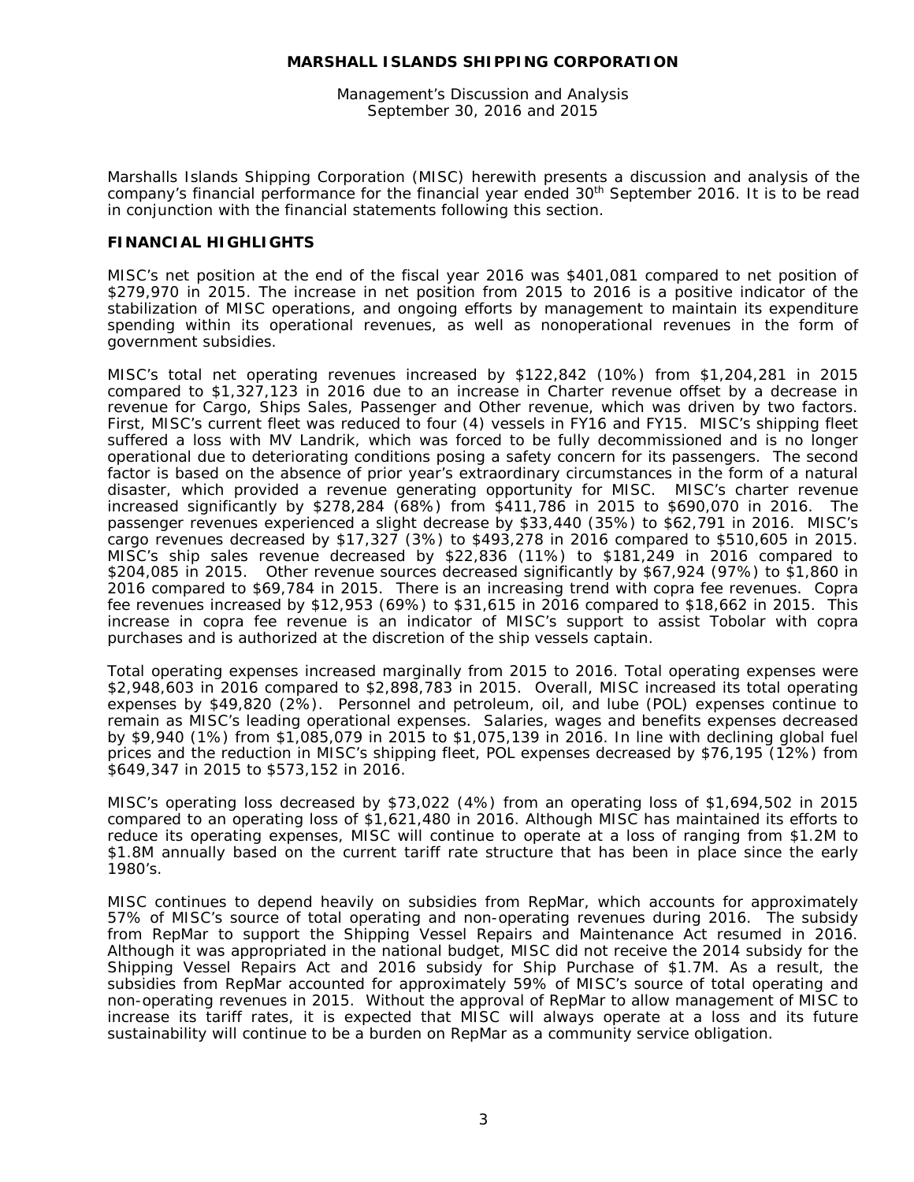**MARSHALL ISLANDS SHIPPING CORPORATION**

Management's Discussion and Analysis
September 30, 2016 and 2015

Marshalls Islands Shipping Corporation (MISC) herewith presents a discussion and analysis of the company's financial performance for the financial year ended 30th September 2016. It is to be read in conjunction with the financial statements following this section.

## FINANCIAL HIGHLIGHTS

MISC's net position at the end of the fiscal year 2016 was $401,081 compared to net position of $279,970 in 2015. The increase in net position from 2015 to 2016 is a positive indicator of the stabilization of MISC operations, and ongoing efforts by management to maintain its expenditure spending within its operational revenues, as well as nonoperational revenues in the form of government subsidies.

MISC's total net operating revenues increased by $122,842 (10%) from $1,204,281 in 2015 compared to $1,327,123 in 2016 due to an increase in Charter revenue offset by a decrease in revenue for Cargo, Ships Sales, Passenger and Other revenue, which was driven by two factors. First, MISC's current fleet was reduced to four (4) vessels in FY16 and FY15. MISC's shipping fleet suffered a loss with MV Landrik, which was forced to be fully decommissioned and is no longer operational due to deteriorating conditions posing a safety concern for its passengers. The second factor is based on the absence of prior year's extraordinary circumstances in the form of a natural disaster, which provided a revenue generating opportunity for MISC. MISC's charter revenue increased significantly by $278,284 (68%) from $411,786 in 2015 to $690,070 in 2016. The passenger revenues experienced a slight decrease by $33,440 (35%) to $62,791 in 2016. MISC's cargo revenues decreased by $17,327 (3%) to $493,278 in 2016 compared to $510,605 in 2015. MISC's ship sales revenue decreased by $22,836 (11%) to $181,249 in 2016 compared to $204,085 in 2015. Other revenue sources decreased significantly by $67,924 (97%) to $1,860 in 2016 compared to $69,784 in 2015. There is an increasing trend with copra fee revenues. Copra fee revenues increased by $12,953 (69%) to $31,615 in 2016 compared to $18,662 in 2015. This increase in copra fee revenue is an indicator of MISC's support to assist Tobolar with copra purchases and is authorized at the discretion of the ship vessels captain.

Total operating expenses increased marginally from 2015 to 2016. Total operating expenses were $2,948,603 in 2016 compared to $2,898,783 in 2015. Overall, MISC increased its total operating expenses by $49,820 (2%). Personnel and petroleum, oil, and lube (POL) expenses continue to remain as MISC's leading operational expenses. Salaries, wages and benefits expenses decreased by $9,940 (1%) from $1,085,079 in 2015 to $1,075,139 in 2016. In line with declining global fuel prices and the reduction in MISC's shipping fleet, POL expenses decreased by $76,195 (12%) from $649,347 in 2015 to $573,152 in 2016.

MISC's operating loss decreased by $73,022 (4%) from an operating loss of $1,694,502 in 2015 compared to an operating loss of $1,621,480 in 2016. Although MISC has maintained its efforts to reduce its operating expenses, MISC will continue to operate at a loss of ranging from $1.2M to $1.8M annually based on the current tariff rate structure that has been in place since the early 1980's.

MISC continues to depend heavily on subsidies from RepMar, which accounts for approximately 57% of MISC's source of total operating and non-operating revenues during 2016. The subsidy from RepMar to support the Shipping Vessel Repairs and Maintenance Act resumed in 2016. Although it was appropriated in the national budget, MISC did not receive the 2014 subsidy for the Shipping Vessel Repairs Act and 2016 subsidy for Ship Purchase of $1.7M. As a result, the subsidies from RepMar accounted for approximately 59% of MISC's source of total operating and non-operating revenues in 2015. Without the approval of RepMar to allow management of MISC to increase its tariff rates, it is expected that MISC will always operate at a loss and its future sustainability will continue to be a burden on RepMar as a community service obligation.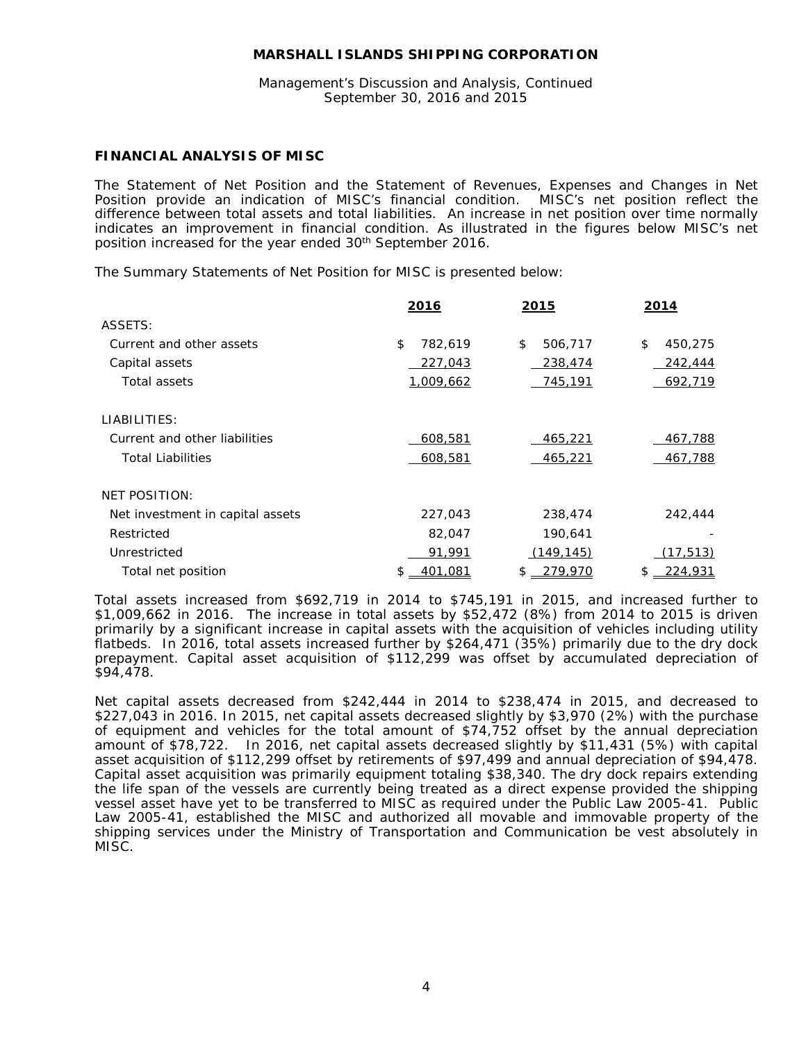## FINANCIAL ANALYSIS OF MISC

The Statement of Net Position and the Statement of Revenues, Expenses and Changes in Net Position provide an indication of MISC's financial condition. MISC's net position reflect the difference between total assets and total liabilities. An increase in net position over time normally indicates an improvement in financial condition. As illustrated in the figures below MISC's net position increased for the year ended 30th September 2016.

The Summary Statements of Net Position for MISC is presented below:

| | 2016 | 2015 | 2014 |
|---|---|---|---|
| ASSETS: | | | |
| Current and other assets | $ 782,619 | $ 506,717 | $ 450,275 |
| Capital assets | 227,043 | 238,474 | 242,444 |
| Total assets | 1,009,662 | 745,191 | 692,719 |
| LIABILITIES: | | | |
| Current and other liabilities | 608,581 | 465,221 | 467,788 |
| Total Liabilities | 608,581 | 465,221 | 467,788 |
| NET POSITION: | | | |
| Net investment in capital assets | 227,043 | 238,474 | 242,444 |
| Restricted | 82,047 | 190,641 | - |
| Unrestricted | 91,991 | (149,145) | (17,513) |
| Total net position | $ 401,081 | $ 279,970 | $ 224,931 |

Total assets increased from $692,719 in 2014 to $745,191 in 2015, and increased further to $1,009,662 in 2016. The increase in total assets by $52,472 (8%) from 2014 to 2015 is driven primarily by a significant increase in capital assets with the acquisition of vehicles including utility flatbeds. In 2016, total assets increased further by $264,471 (35%) primarily due to the dry dock prepayment. Capital asset acquisition of $112,299 was offset by accumulated depreciation of $94,478.

Net capital assets decreased from $242,444 in 2014 to $238,474 in 2015, and decreased to $227,043 in 2016. In 2015, net capital assets decreased slightly by $3,970 (2%) with the purchase of equipment and vehicles for the total amount of $74,752 offset by the annual depreciation amount of $78,722. In 2016, net capital assets decreased slightly by $11,431 (5%) with capital asset acquisition of $112,299 offset by retirements of $97,499 and annual depreciation of $94,478. Capital asset acquisition was primarily equipment totaling $38,340. The dry dock repairs extending the life span of the vessels are currently being treated as a direct expense provided the shipping vessel asset have yet to be transferred to MISC as required under the Public Law 2005-41. Public Law 2005-41, established the MISC and authorized all movable and immovable property of the shipping services under the Ministry of Transportation and Communication be vest absolutely in MISC.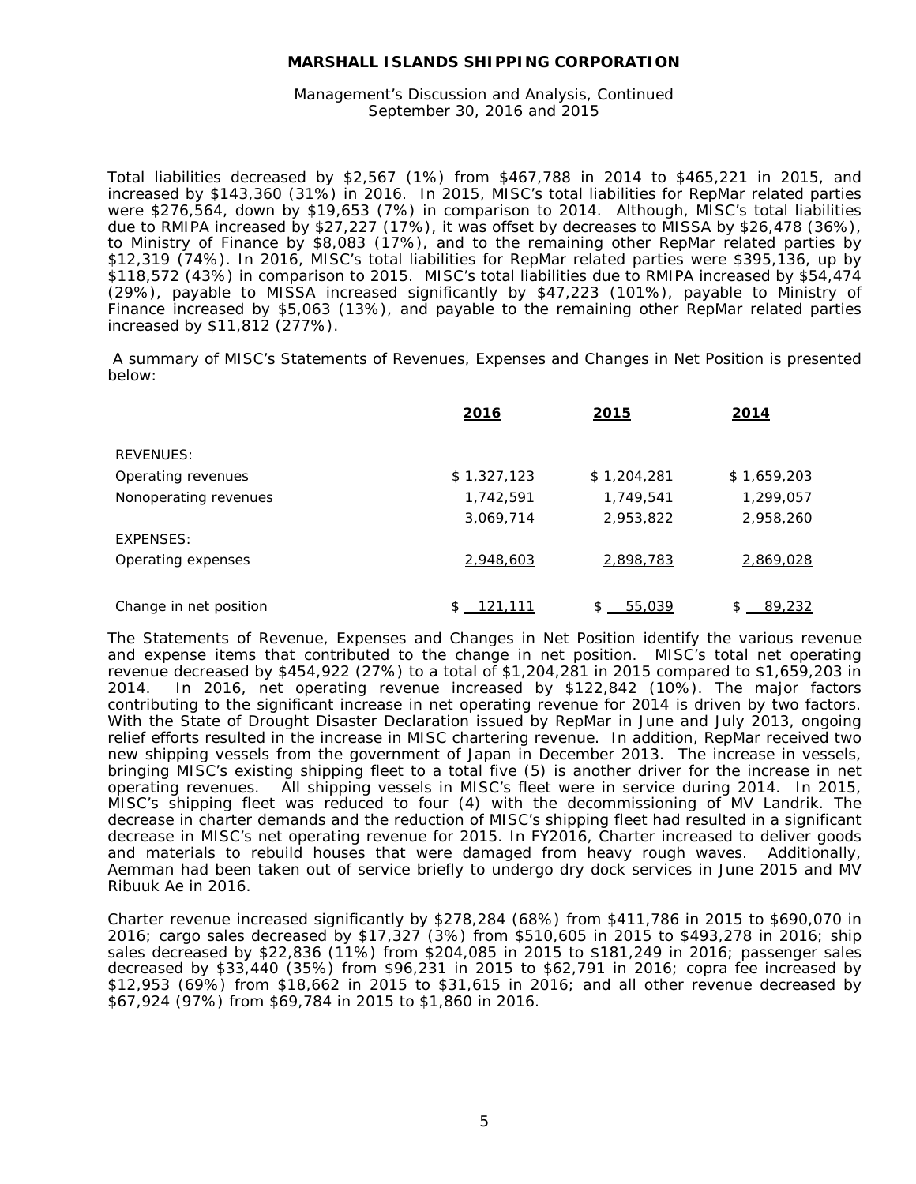Total liabilities decreased by $2,567 (1%) from $467,788 in 2014 to $465,221 in 2015, and increased by $143,360 (31%) in 2016. In 2015, MISC's total liabilities for RepMar related parties were $276,564, down by $19,653 (7%) in comparison to 2014. Although, MISC's total liabilities due to RMIPA increased by $27,227 (17%), it was offset by decreases to MISSA by $26,478 (36%), to Ministry of Finance by $8,083 (17%), and to the remaining other RepMar related parties by $12,319 (74%). In 2016, MISC's total liabilities for RepMar related parties were $395,136, up by $118,572 (43%) in comparison to 2015. MISC's total liabilities due to RMIPA increased by $54,474 (29%), payable to MISSA increased significantly by $47,223 (101%), payable to Ministry of Finance increased by $5,063 (13%), and payable to the remaining other RepMar related parties increased by $11,812 (277%).

A summary of MISC's Statements of Revenues, Expenses and Changes in Net Position is presented below:

| | 2016 | 2015 | 2014 |
|---|---|---|---|
| REVENUES: | | | |
| Operating revenues | $ 1,327,123 | $ 1,204,281 | $ 1,659,203 |
| Nonoperating revenues | 1,742,591 | 1,749,541 | 1,299,057 |
| | 3,069,714 | 2,953,822 | 2,958,260 |
| EXPENSES: | | | |
| Operating expenses | 2,948,603 | 2,898,783 | 2,869,028 |
| Change in net position | $ 121,111 | $ 55,039 | $ 89,232 |

The Statements of Revenue, Expenses and Changes in Net Position identify the various revenue and expense items that contributed to the change in net position. MISC's total net operating revenue decreased by $454,922 (27%) to a total of $1,204,281 in 2015 compared to $1,659,203 in 2014. In 2016, net operating revenue increased by $122,842 (10%). The major factors contributing to the significant increase in net operating revenue for 2014 is driven by two factors. With the State of Drought Disaster Declaration issued by RepMar in June and July 2013, ongoing relief efforts resulted in the increase in MISC chartering revenue. In addition, RepMar received two new shipping vessels from the government of Japan in December 2013. The increase in vessels, bringing MISC's existing shipping fleet to a total five (5) is another driver for the increase in net operating revenues. All shipping vessels in MISC's fleet were in service during 2014. In 2015, MISC's shipping fleet was reduced to four (4) with the decommissioning of MV Landrik. The decrease in charter demands and the reduction of MISC's shipping fleet had resulted in a significant decrease in MISC's net operating revenue for 2015. In FY2016, Charter increased to deliver goods and materials to rebuild houses that were damaged from heavy rough waves. Additionally, Aemman had been taken out of service briefly to undergo dry dock services in June 2015 and MV Ribuuk Ae in 2016.

Charter revenue increased significantly by $278,284 (68%) from $411,786 in 2015 to $690,070 in 2016; cargo sales decreased by $17,327 (3%) from $510,605 in 2015 to $493,278 in 2016; ship sales decreased by $22,836 (11%) from $204,085 in 2015 to $181,249 in 2016; passenger sales decreased by $33,440 (35%) from $96,231 in 2015 to $62,791 in 2016; copra fee increased by $12,953 (69%) from $18,662 in 2015 to $31,615 in 2016; and all other revenue decreased by $67,924 (97%) from $69,784 in 2015 to $1,860 in 2016.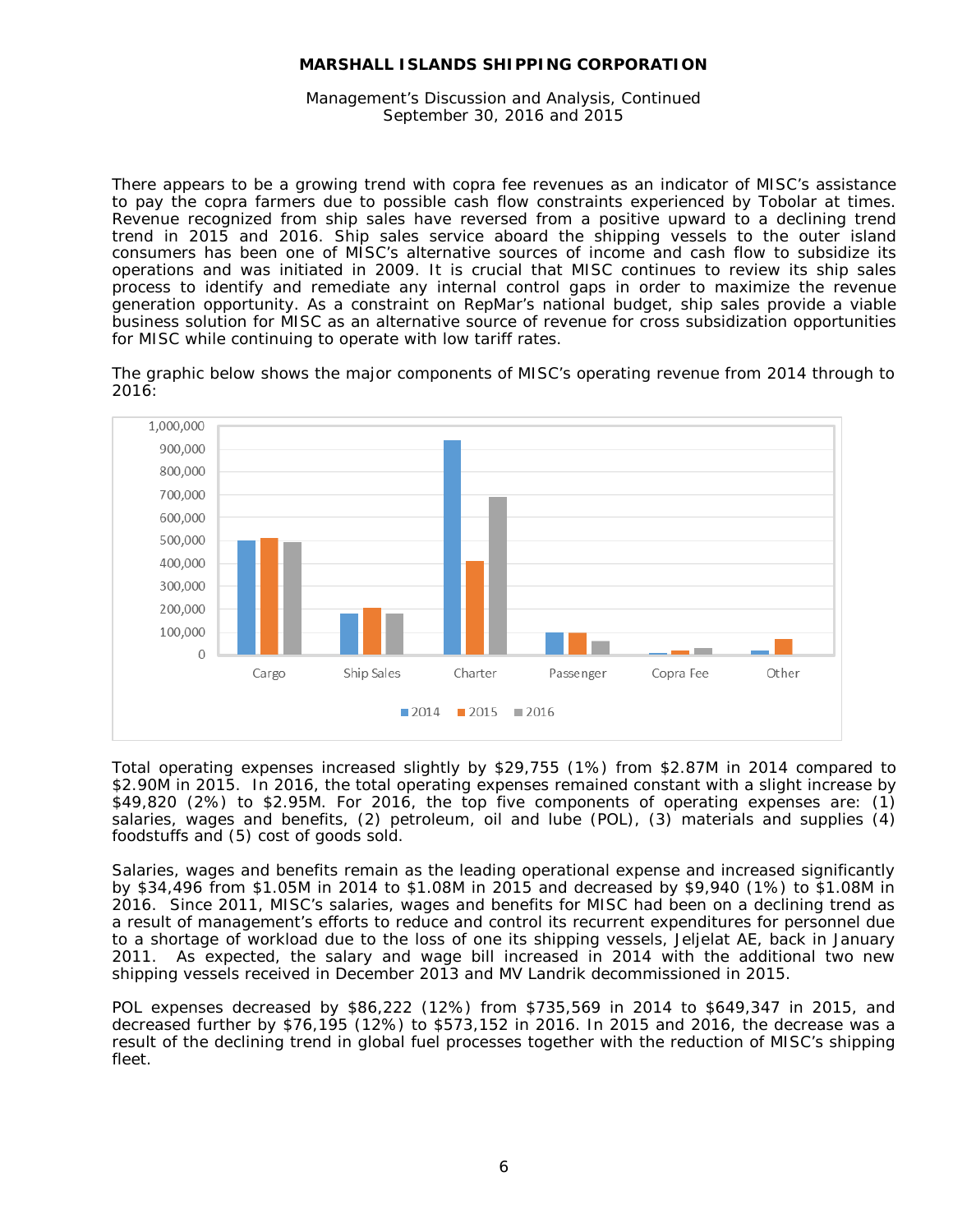There appears to be a growing trend with copra fee revenues as an indicator of MISC's assistance to pay the copra farmers due to possible cash flow constraints experienced by Tobolar at times. Revenue recognized from ship sales have reversed from a positive upward to a declining trend trend in 2015 and 2016. Ship sales service aboard the shipping vessels to the outer island consumers has been one of MISC's alternative sources of income and cash flow to subsidize its operations and was initiated in 2009. It is crucial that MISC continues to review its ship sales process to identify and remediate any internal control gaps in order to maximize the revenue generation opportunity. As a constraint on RepMar's national budget, ship sales provide a viable business solution for MISC as an alternative source of revenue for cross subsidization opportunities for MISC while continuing to operate with low tariff rates.

The graphic below shows the major components of MISC's operating revenue from 2014 through to 2016:

Total operating expenses increased slightly by $29,755 (1%) from $2.87M in 2014 compared to $2.90M in 2015. In 2016, the total operating expenses remained constant with a slight increase by $49,820 (2%) to $2.95M. For 2016, the top five components of operating expenses are: (1) salaries, wages and benefits, (2) petroleum, oil and lube (POL), (3) materials and supplies (4) foodstuffs and (5) cost of goods sold.

Salaries, wages and benefits remain as the leading operational expense and increased significantly by $34,496 from $1.05M in 2014 to $1.08M in 2015 and decreased by $9,940 (1%) to $1.08M in 2016. Since 2011, MISC's salaries, wages and benefits for MISC had been on a declining trend as a result of management's efforts to reduce and control its recurrent expenditures for personnel due to a shortage of workload due to the loss of one its shipping vessels, Jeljelat AE, back in January 2011. As expected, the salary and wage bill increased in 2014 with the additional two new shipping vessels received in December 2013 and MV Landrik decommissioned in 2015.

POL expenses decreased by $86,222 (12%) from $735,569 in 2014 to $649,347 in 2015, and decreased further by $76,195 (12%) to $573,152 in 2016. In 2015 and 2016, the decrease was a result of the declining trend in global fuel processes together with the reduction of MISC's shipping fleet.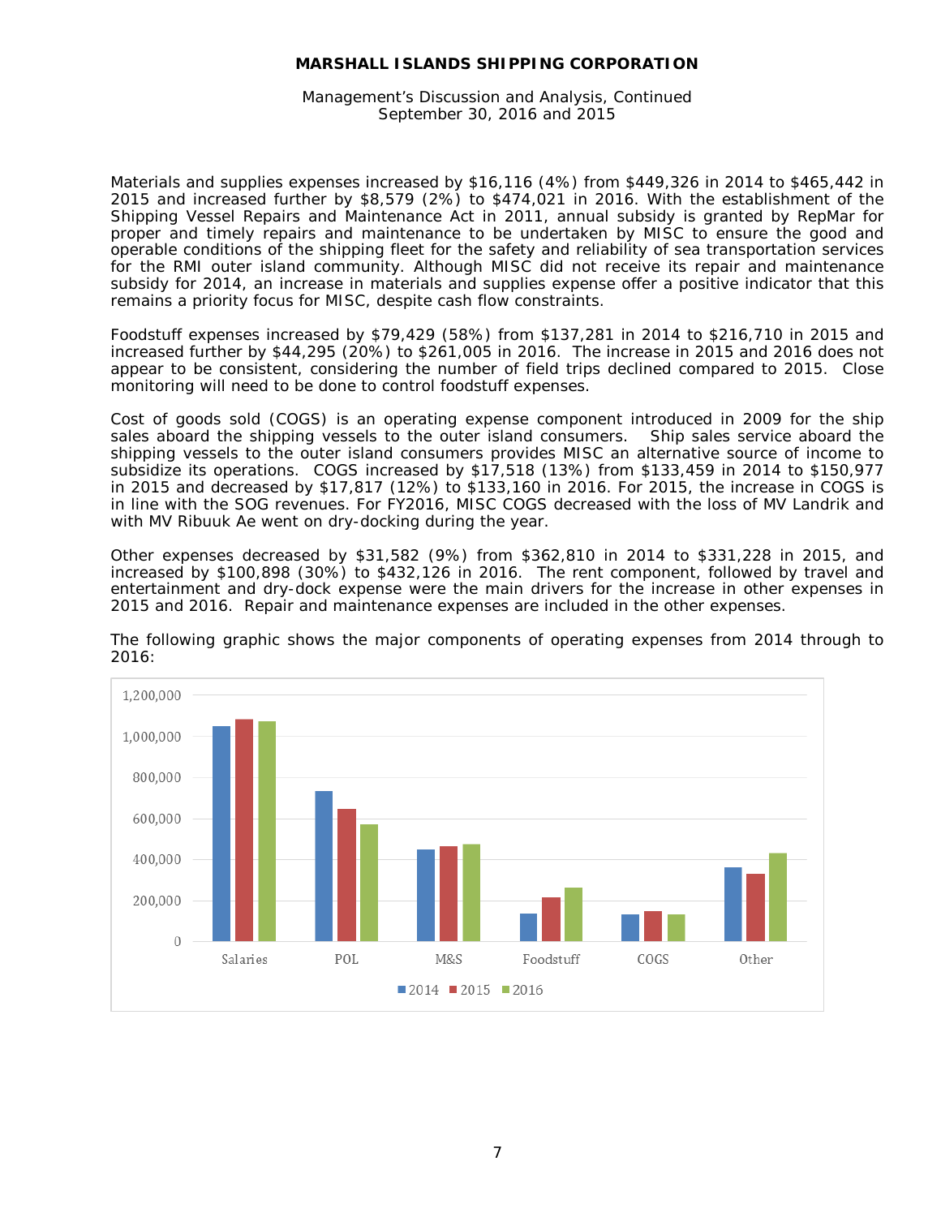Materials and supplies expenses increased by $16,116 (4%) from $449,326 in 2014 to $465,442 in 2015 and increased further by $8,579 (2%) to $474,021 in 2016. With the establishment of the Shipping Vessel Repairs and Maintenance Act in 2011, annual subsidy is granted by RepMar for proper and timely repairs and maintenance to be undertaken by MISC to ensure the good and operable conditions of the shipping fleet for the safety and reliability of sea transportation services for the RMI outer island community. Although MISC did not receive its repair and maintenance subsidy for 2014, an increase in materials and supplies expense offer a positive indicator that this remains a priority focus for MISC, despite cash flow constraints.

Foodstuff expenses increased by $79,429 (58%) from $137,281 in 2014 to $216,710 in 2015 and increased further by $44,295 (20%) to $261,005 in 2016. The increase in 2015 and 2016 does not appear to be consistent, considering the number of field trips declined compared to 2015. Close monitoring will need to be done to control foodstuff expenses.

Cost of goods sold (COGS) is an operating expense component introduced in 2009 for the ship sales aboard the shipping vessels to the outer island consumers. Ship sales service aboard the shipping vessels to the outer island consumers provides MISC an alternative source of income to subsidize its operations. COGS increased by $17,518 (13%) from $133,459 in 2014 to $150,977 in 2015 and decreased by $17,817 (12%) to $133,160 in 2016. For 2015, the increase in COGS is in line with the SOG revenues. For FY2016, MISC COGS decreased with the loss of MV Landrik and with MV Ribuuk Ae went on dry-docking during the year.

Other expenses decreased by $31,582 (9%) from $362,810 in 2014 to $331,228 in 2015, and increased by $100,898 (30%) to $432,126 in 2016. The rent component, followed by travel and entertainment and dry-dock expense were the main drivers for the increase in other expenses in 2015 and 2016. Repair and maintenance expenses are included in the other expenses.

The following graphic shows the major components of operating expenses from 2014 through to 2016: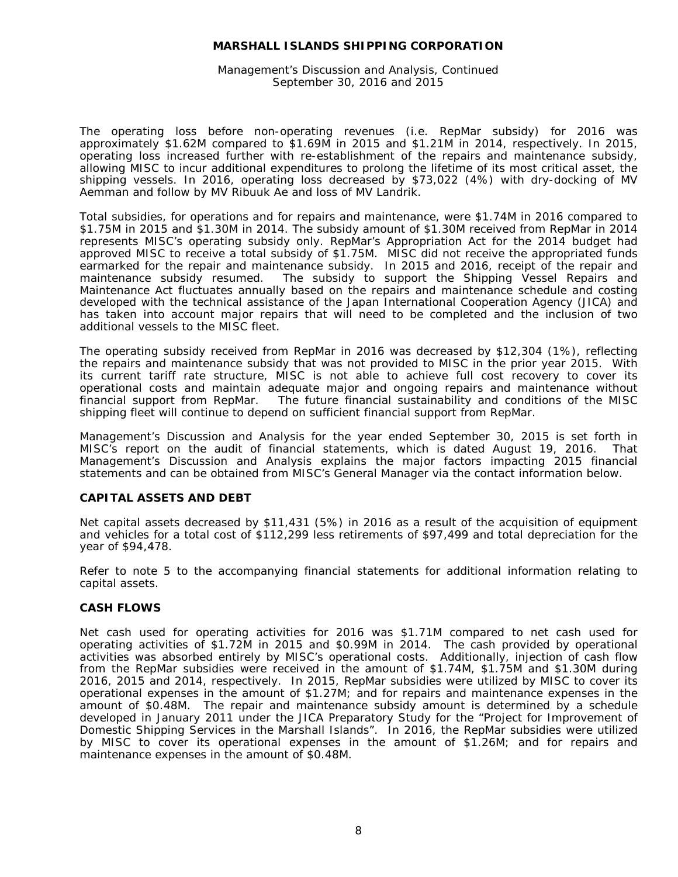The operating loss before non-operating revenues (i.e. RepMar subsidy) for 2016 was approximately $1.62M compared to $1.69M in 2015 and $1.21M in 2014, respectively. In 2015, operating loss increased further with re-establishment of the repairs and maintenance subsidy, allowing MISC to incur additional expenditures to prolong the lifetime of its most critical asset, the shipping vessels. In 2016, operating loss decreased by $73,022 (4%) with dry-docking of MV Aemman and follow by MV Ribuuk Ae and loss of MV Landrik.

Total subsidies, for operations and for repairs and maintenance, were $1.74M in 2016 compared to $1.75M in 2015 and $1.30M in 2014. The subsidy amount of $1.30M received from RepMar in 2014 represents MISC's operating subsidy only. RepMar's Appropriation Act for the 2014 budget had approved MISC to receive a total subsidy of $1.75M. MISC did not receive the appropriated funds earmarked for the repair and maintenance subsidy. In 2015 and 2016, receipt of the repair and maintenance subsidy resumed. The subsidy to support the Shipping Vessel Repairs and Maintenance Act fluctuates annually based on the repairs and maintenance schedule and costing developed with the technical assistance of the Japan International Cooperation Agency (JICA) and has taken into account major repairs that will need to be completed and the inclusion of two additional vessels to the MISC fleet.

The operating subsidy received from RepMar in 2016 was decreased by $12,304 (1%), reflecting the repairs and maintenance subsidy that was not provided to MISC in the prior year 2015. With its current tariff rate structure, MISC is not able to achieve full cost recovery to cover its operational costs and maintain adequate major and ongoing repairs and maintenance without financial support from RepMar. The future financial sustainability and conditions of the MISC shipping fleet will continue to depend on sufficient financial support from RepMar.

Management's Discussion and Analysis for the year ended September 30, 2015 is set forth in MISC's report on the audit of financial statements, which is dated August 19, 2016. That Management's Discussion and Analysis explains the major factors impacting 2015 financial statements and can be obtained from MISC's General Manager via the contact information below.

## CAPITAL ASSETS AND DEBT

Net capital assets decreased by $11,431 (5%) in 2016 as a result of the acquisition of equipment and vehicles for a total cost of $112,299 less retirements of $97,499 and total depreciation for the year of $94,478.

Refer to note 5 to the accompanying financial statements for additional information relating to capital assets.

## CASH FLOWS

Net cash used for operating activities for 2016 was $1.71M compared to net cash used for operating activities of $1.72M in 2015 and $0.99M in 2014. The cash provided by operational activities was absorbed entirely by MISC's operational costs. Additionally, injection of cash flow from the RepMar subsidies were received in the amount of $1.74M, $1.75M and $1.30M during 2016, 2015 and 2014, respectively. In 2015, RepMar subsidies were utilized by MISC to cover its operational expenses in the amount of $1.27M; and for repairs and maintenance expenses in the amount of $0.48M. The repair and maintenance subsidy amount is determined by a schedule developed in January 2011 under the JICA Preparatory Study for the "Project for Improvement of Domestic Shipping Services in the Marshall Islands". In 2016, the RepMar subsidies were utilized by MISC to cover its operational expenses in the amount of $1.26M; and for repairs and maintenance expenses in the amount of $0.48M.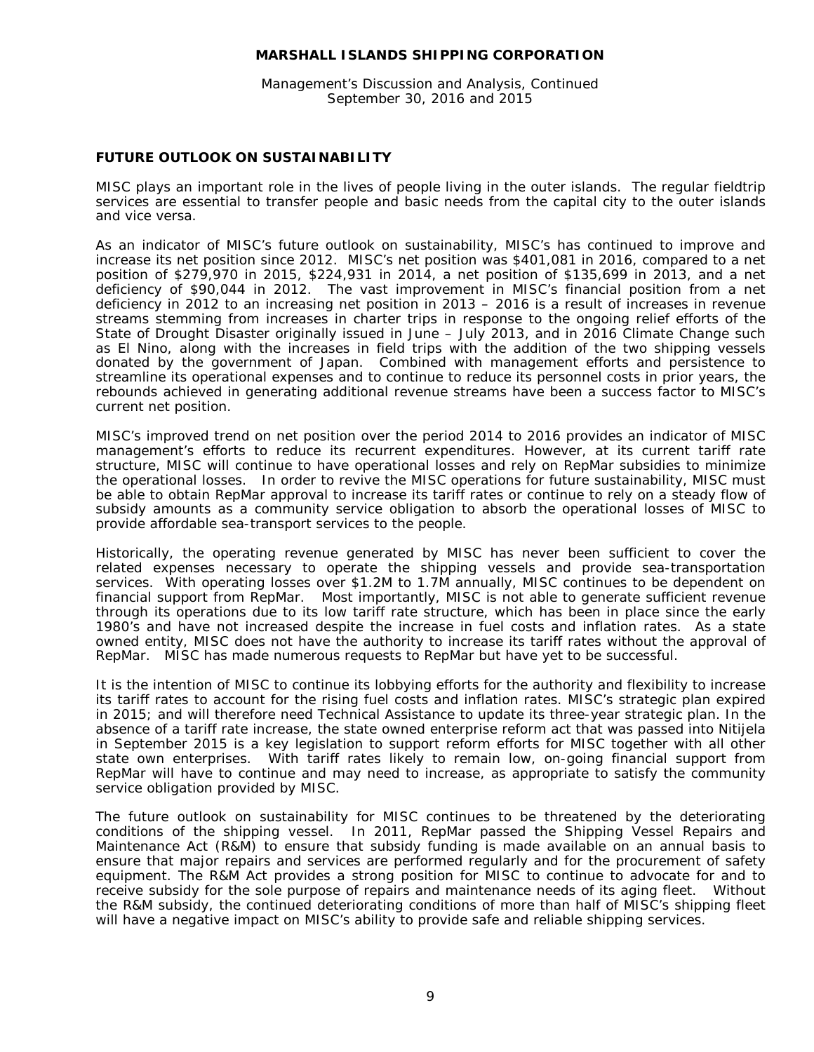## FUTURE OUTLOOK ON SUSTAINABILITY

MISC plays an important role in the lives of people living in the outer islands. The regular fieldtrip services are essential to transfer people and basic needs from the capital city to the outer islands and vice versa.

As an indicator of MISC's future outlook on sustainability, MISC's has continued to improve and increase its net position since 2012. MISC's net position was $401,081 in 2016, compared to a net position of $279,970 in 2015, $224,931 in 2014, a net position of $135,699 in 2013, and a net deficiency of $90,044 in 2012. The vast improvement in MISC's financial position from a net deficiency in 2012 to an increasing net position in 2013 – 2016 is a result of increases in revenue streams stemming from increases in charter trips in response to the ongoing relief efforts of the State of Drought Disaster originally issued in June – July 2013, and in 2016 Climate Change such as El Nino, along with the increases in field trips with the addition of the two shipping vessels donated by the government of Japan. Combined with management efforts and persistence to streamline its operational expenses and to continue to reduce its personnel costs in prior years, the rebounds achieved in generating additional revenue streams have been a success factor to MISC's current net position.

MISC's improved trend on net position over the period 2014 to 2016 provides an indicator of MISC management's efforts to reduce its recurrent expenditures. However, at its current tariff rate structure, MISC will continue to have operational losses and rely on RepMar subsidies to minimize the operational losses. In order to revive the MISC operations for future sustainability, MISC must be able to obtain RepMar approval to increase its tariff rates or continue to rely on a steady flow of subsidy amounts as a community service obligation to absorb the operational losses of MISC to provide affordable sea-transport services to the people.

Historically, the operating revenue generated by MISC has never been sufficient to cover the related expenses necessary to operate the shipping vessels and provide sea-transportation services. With operating losses over $1.2M to 1.7M annually, MISC continues to be dependent on financial support from RepMar. Most importantly, MISC is not able to generate sufficient revenue through its operations due to its low tariff rate structure, which has been in place since the early 1980's and have not increased despite the increase in fuel costs and inflation rates. As a state owned entity, MISC does not have the authority to increase its tariff rates without the approval of RepMar. MISC has made numerous requests to RepMar but have yet to be successful.

It is the intention of MISC to continue its lobbying efforts for the authority and flexibility to increase its tariff rates to account for the rising fuel costs and inflation rates. MISC's strategic plan expired in 2015; and will therefore need Technical Assistance to update its three-year strategic plan. In the absence of a tariff rate increase, the state owned enterprise reform act that was passed into Nitijela in September 2015 is a key legislation to support reform efforts for MISC together with all other state own enterprises. With tariff rates likely to remain low, on-going financial support from RepMar will have to continue and may need to increase, as appropriate to satisfy the community service obligation provided by MISC.

The future outlook on sustainability for MISC continues to be threatened by the deteriorating conditions of the shipping vessel. In 2011, RepMar passed the Shipping Vessel Repairs and Maintenance Act (R&M) to ensure that subsidy funding is made available on an annual basis to ensure that major repairs and services are performed regularly and for the procurement of safety equipment. The R&M Act provides a strong position for MISC to continue to advocate for and to receive subsidy for the sole purpose of repairs and maintenance needs of its aging fleet. Without the R&M subsidy, the continued deteriorating conditions of more than half of MISC's shipping fleet will have a negative impact on MISC's ability to provide safe and reliable shipping services.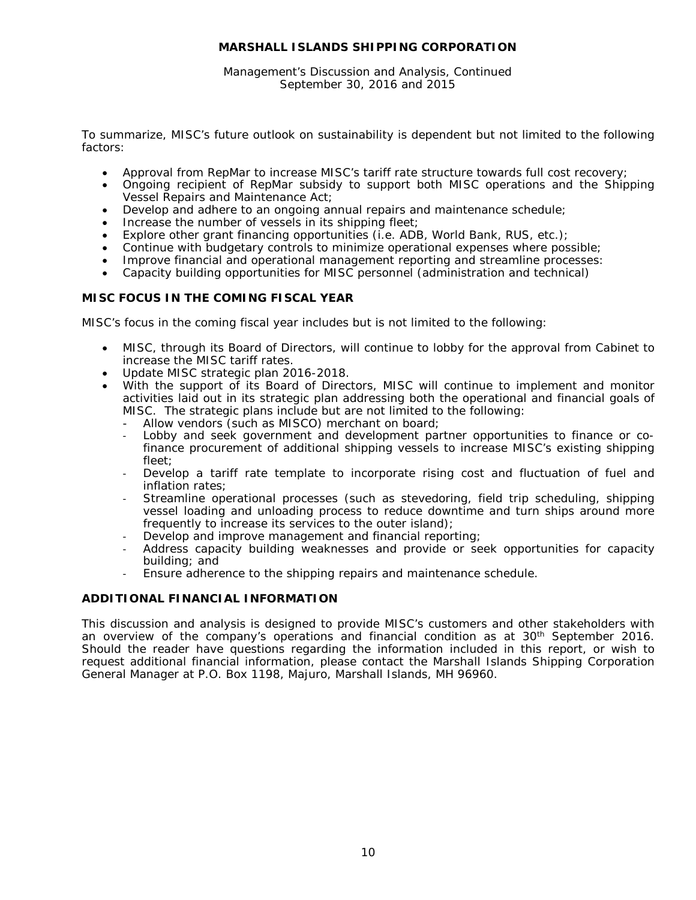To summarize, MISC's future outlook on sustainability is dependent but not limited to the following factors:

- Approval from RepMar to increase MISC's tariff rate structure towards full cost recovery;
- Ongoing recipient of RepMar subsidy to support both MISC operations and the Shipping Vessel Repairs and Maintenance Act;
- Develop and adhere to an ongoing annual repairs and maintenance schedule;
- Increase the number of vessels in its shipping fleet;
- Explore other grant financing opportunities (i.e. ADB, World Bank, RUS, etc.);
- Continue with budgetary controls to minimize operational expenses where possible;
- Improve financial and operational management reporting and streamline processes:
- Capacity building opportunities for MISC personnel (administration and technical)

## MISC FOCUS IN THE COMING FISCAL YEAR

MISC's focus in the coming fiscal year includes but is not limited to the following:

- MISC, through its Board of Directors, will continue to lobby for the approval from Cabinet to increase the MISC tariff rates.
- Update MISC strategic plan 2016-2018.
- With the support of its Board of Directors, MISC will continue to implement and monitor activities laid out in its strategic plan addressing both the operational and financial goals of MISC. The strategic plans include but are not limited to the following:
  - Allow vendors (such as MISCO) merchant on board;
  - Lobby and seek government and development partner opportunities to finance or co-finance procurement of additional shipping vessels to increase MISC's existing shipping fleet;
  - Develop a tariff rate template to incorporate rising cost and fluctuation of fuel and inflation rates;
  - Streamline operational processes (such as stevedoring, field trip scheduling, shipping vessel loading and unloading process to reduce downtime and turn ships around more frequently to increase its services to the outer island);
  - Develop and improve management and financial reporting;
  - Address capacity building weaknesses and provide or seek opportunities for capacity building; and
  - Ensure adherence to the shipping repairs and maintenance schedule.

## ADDITIONAL FINANCIAL INFORMATION

This discussion and analysis is designed to provide MISC's customers and other stakeholders with an overview of the company's operations and financial condition as at 30th September 2016. Should the reader have questions regarding the information included in this report, or wish to request additional financial information, please contact the Marshall Islands Shipping Corporation General Manager at P.O. Box 1198, Majuro, Marshall Islands, MH 96960.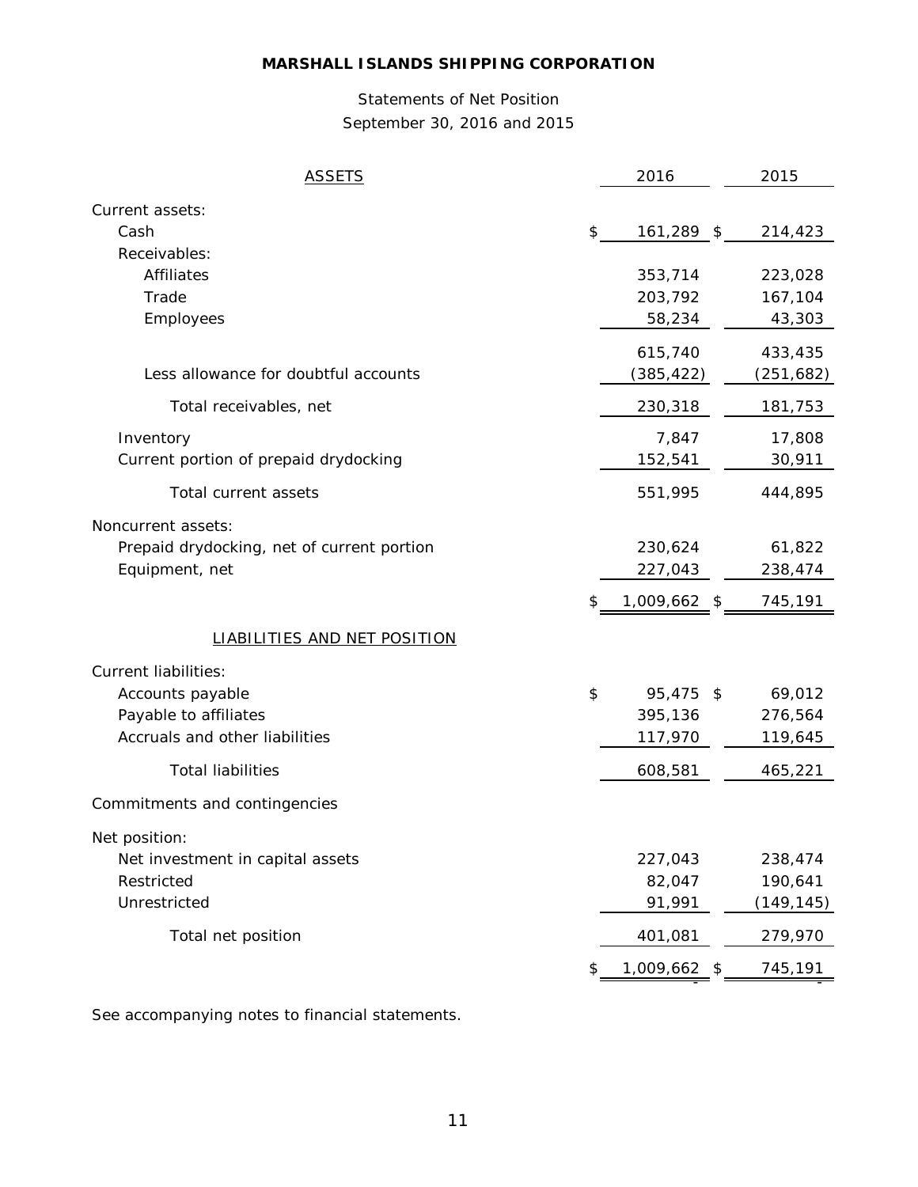**MARSHALL ISLANDS SHIPPING CORPORATION**

Statements of Net Position
September 30, 2016 and 2015

| ASSETS | 2016 | 2015 |
|---|---|---|
| Current assets: | | |
| Cash | $ 161,289 | $ 214,423 |
| Receivables: | | |
| Affiliates | 353,714 | 223,028 |
| Trade | 203,792 | 167,104 |
| Employees | 58,234 | 43,303 |
| | 615,740 | 433,435 |
| Less allowance for doubtful accounts | (385,422) | (251,682) |
| Total receivables, net | 230,318 | 181,753 |
| Inventory | 7,847 | 17,808 |
| Current portion of prepaid drydocking | 152,541 | 30,911 |
| Total current assets | 551,995 | 444,895 |
| Noncurrent assets: | | |
| Prepaid drydocking, net of current portion | 230,624 | 61,822 |
| Equipment, net | 227,043 | 238,474 |
| | $ 1,009,662 | $ 745,191 |
| LIABILITIES AND NET POSITION | | |
| Current liabilities: | | |
| Accounts payable | $ 95,475 | $ 69,012 |
| Payable to affiliates | 395,136 | 276,564 |
| Accruals and other liabilities | 117,970 | 119,645 |
| Total liabilities | 608,581 | 465,221 |
| Commitments and contingencies | | |
| Net position: | | |
| Net investment in capital assets | 227,043 | 238,474 |
| Restricted | 82,047 | 190,641 |
| Unrestricted | 91,991 | (149,145) |
| Total net position | 401,081 | 279,970 |
| | $ 1,009,662 | $ 745,191 |

See accompanying notes to financial statements.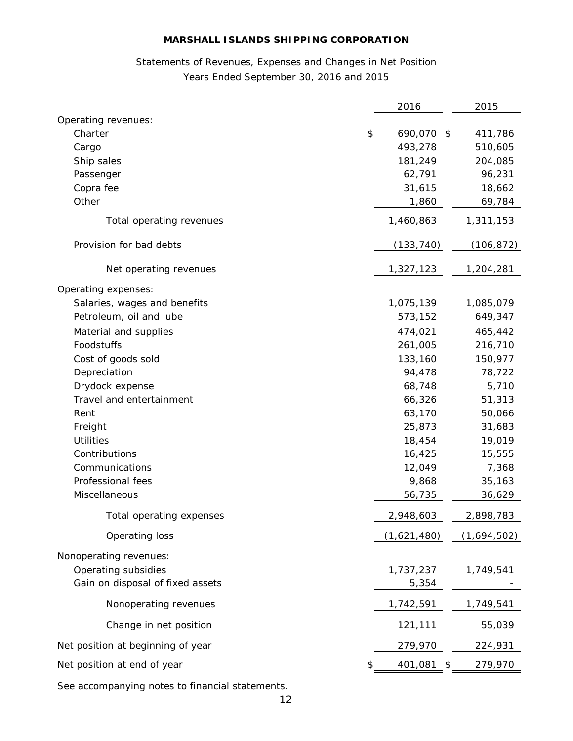**MARSHALL ISLANDS SHIPPING CORPORATION**

Statements of Revenues, Expenses and Changes in Net Position

Years Ended September 30, 2016 and 2015

| | 2016 | 2015 |
|---|---|---|
| Operating revenues: | | |
| Charter | $ 690,070 | $ 411,786 |
| Cargo | 493,278 | 510,605 |
| Ship sales | 181,249 | 204,085 |
| Passenger | 62,791 | 96,231 |
| Copra fee | 31,615 | 18,662 |
| Other | 1,860 | 69,784 |
| Total operating revenues | 1,460,863 | 1,311,153 |
| Provision for bad debts | (133,740) | (106,872) |
| Net operating revenues | 1,327,123 | 1,204,281 |
| Operating expenses: | | |
| Salaries, wages and benefits | 1,075,139 | 1,085,079 |
| Petroleum, oil and lube | 573,152 | 649,347 |
| Material and supplies | 474,021 | 465,442 |
| Foodstuffs | 261,005 | 216,710 |
| Cost of goods sold | 133,160 | 150,977 |
| Depreciation | 94,478 | 78,722 |
| Drydock expense | 68,748 | 5,710 |
| Travel and entertainment | 66,326 | 51,313 |
| Rent | 63,170 | 50,066 |
| Freight | 25,873 | 31,683 |
| Utilities | 18,454 | 19,019 |
| Contributions | 16,425 | 15,555 |
| Communications | 12,049 | 7,368 |
| Professional fees | 9,868 | 35,163 |
| Miscellaneous | 56,735 | 36,629 |
| Total operating expenses | 2,948,603 | 2,898,783 |
| Operating loss | (1,621,480) | (1,694,502) |
| Nonoperating revenues: | | |
| Operating subsidies | 1,737,237 | 1,749,541 |
| Gain on disposal of fixed assets | 5,354 | - |
| Nonoperating revenues | 1,742,591 | 1,749,541 |
| Change in net position | 121,111 | 55,039 |
| Net position at beginning of year | 279,970 | 224,931 |
| Net position at end of year | $ 401,081 | $ 279,970 |

See accompanying notes to financial statements.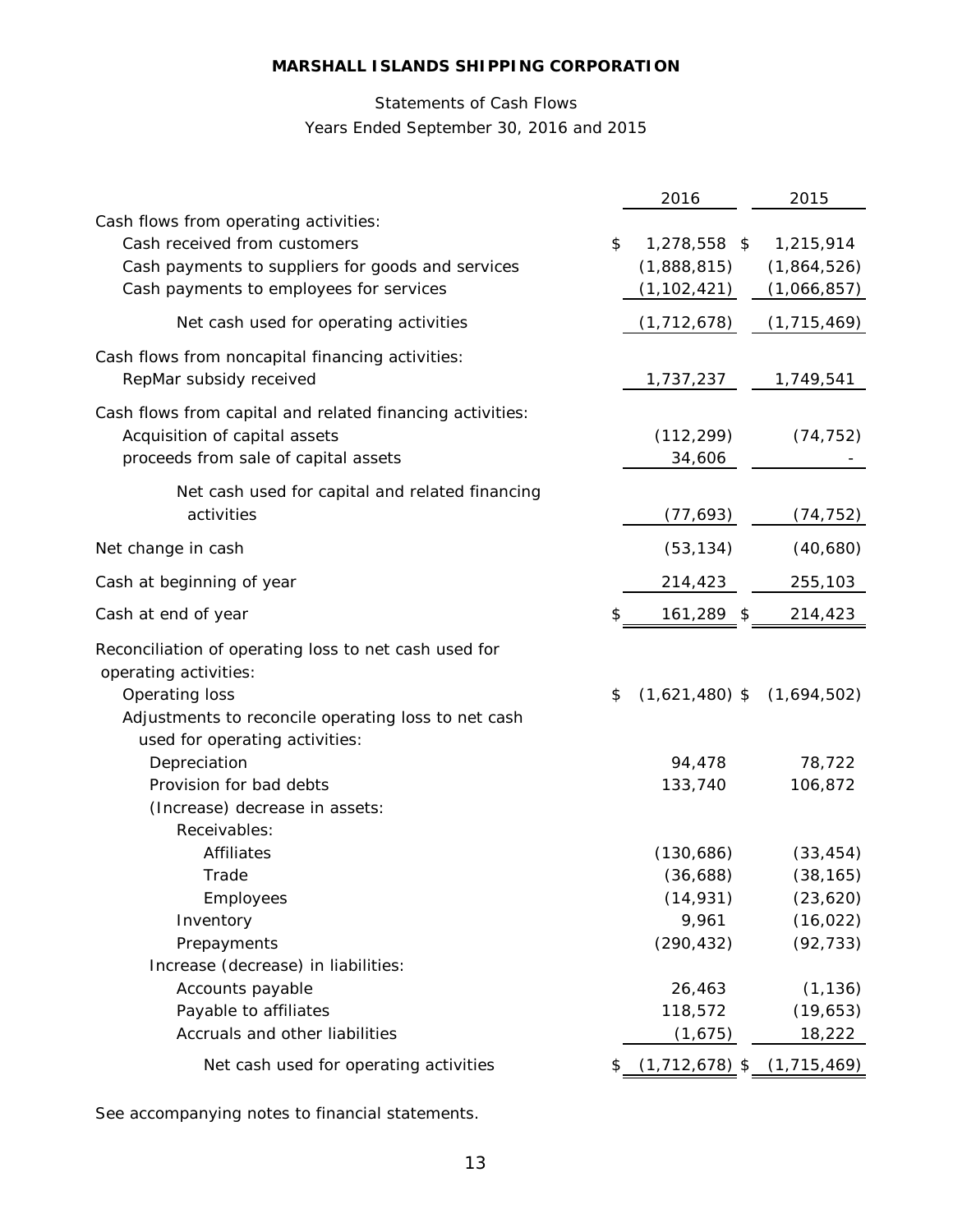**MARSHALL ISLANDS SHIPPING CORPORATION**

Statements of Cash Flows

Years Ended September 30, 2016 and 2015

| | 2016 | 2015 |
|---|---|---|
| Cash flows from operating activities: | | |
| Cash received from customers | $ 1,278,558 | $ 1,215,914 |
| Cash payments to suppliers for goods and services | (1,888,815) | (1,864,526) |
| Cash payments to employees for services | (1,102,421) | (1,066,857) |
| Net cash used for operating activities | (1,712,678) | (1,715,469) |
| Cash flows from noncapital financing activities: | | |
| RepMar subsidy received | 1,737,237 | 1,749,541 |
| Cash flows from capital and related financing activities: | | |
| Acquisition of capital assets | (112,299) | (74,752) |
| proceeds from sale of capital assets | 34,606 | - |
| Net cash used for capital and related financing activities | (77,693) | (74,752) |
| Net change in cash | (53,134) | (40,680) |
| Cash at beginning of year | 214,423 | 255,103 |
| Cash at end of year | $ 161,289 | $ 214,423 |
| Reconciliation of operating loss to net cash used for operating activities: | | |
| Operating loss | $ (1,621,480) | $ (1,694,502) |
| Adjustments to reconcile operating loss to net cash used for operating activities: | | |
| Depreciation | 94,478 | 78,722 |
| Provision for bad debts | 133,740 | 106,872 |
| (Increase) decrease in assets: | | |
| Receivables: | | |
| Affiliates | (130,686) | (33,454) |
| Trade | (36,688) | (38,165) |
| Employees | (14,931) | (23,620) |
| Inventory | 9,961 | (16,022) |
| Prepayments | (290,432) | (92,733) |
| Increase (decrease) in liabilities: | | |
| Accounts payable | 26,463 | (1,136) |
| Payable to affiliates | 118,572 | (19,653) |
| Accruals and other liabilities | (1,675) | 18,222 |
| Net cash used for operating activities | $ (1,712,678) | $ (1,715,469) |

See accompanying notes to financial statements.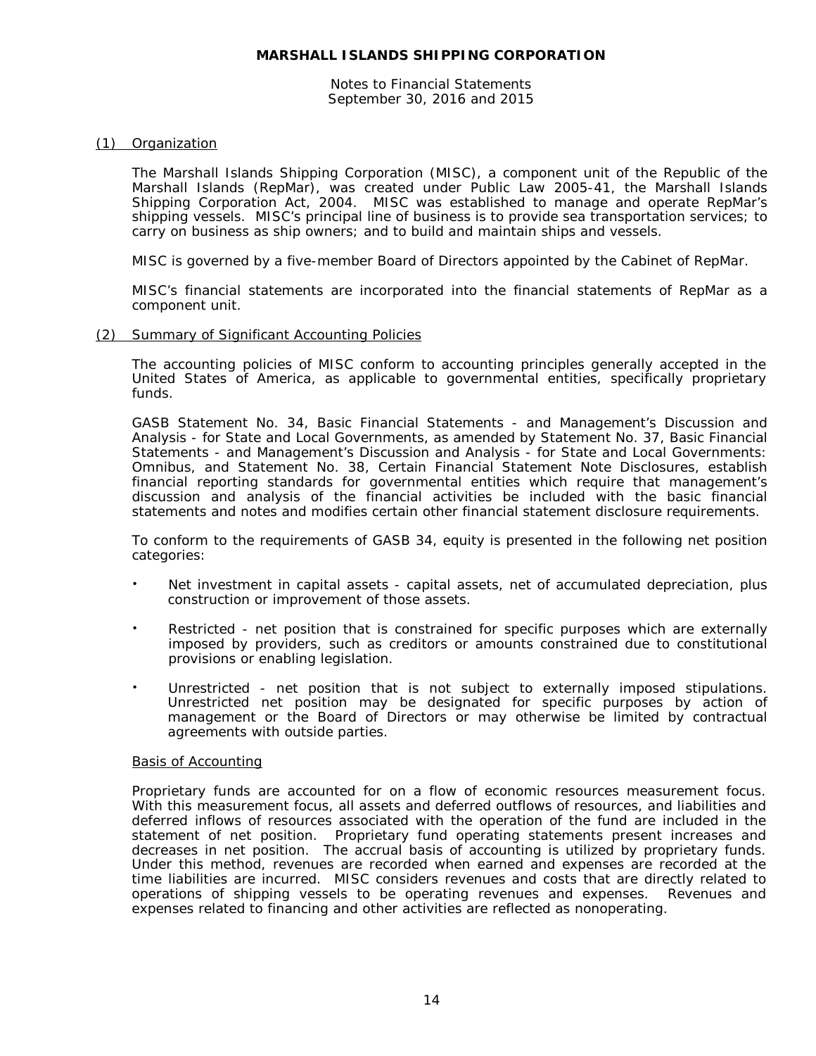# MARSHALL ISLANDS SHIPPING CORPORATION

Notes to Financial Statements
September 30, 2016 and 2015

## (1) Organization

The Marshall Islands Shipping Corporation (MISC), a component unit of the Republic of the Marshall Islands (RepMar), was created under Public Law 2005-41, the Marshall Islands Shipping Corporation Act, 2004. MISC was established to manage and operate RepMar's shipping vessels. MISC's principal line of business is to provide sea transportation services; to carry on business as ship owners; and to build and maintain ships and vessels.

MISC is governed by a five-member Board of Directors appointed by the Cabinet of RepMar.

MISC's financial statements are incorporated into the financial statements of RepMar as a component unit.

## (2) Summary of Significant Accounting Policies

The accounting policies of MISC conform to accounting principles generally accepted in the United States of America, as applicable to governmental entities, specifically proprietary funds.

GASB Statement No. 34, Basic Financial Statements - and Management's Discussion and Analysis - for State and Local Governments, as amended by Statement No. 37, Basic Financial Statements - and Management's Discussion and Analysis - for State and Local Governments: Omnibus, and Statement No. 38, Certain Financial Statement Note Disclosures, establish financial reporting standards for governmental entities which require that management's discussion and analysis of the financial activities be included with the basic financial statements and notes and modifies certain other financial statement disclosure requirements.

To conform to the requirements of GASB 34, equity is presented in the following net position categories:

- Net investment in capital assets - capital assets, net of accumulated depreciation, plus construction or improvement of those assets.
- Restricted - net position that is constrained for specific purposes which are externally imposed by providers, such as creditors or amounts constrained due to constitutional provisions or enabling legislation.
- Unrestricted - net position that is not subject to externally imposed stipulations. Unrestricted net position may be designated for specific purposes by action of management or the Board of Directors or may otherwise be limited by contractual agreements with outside parties.

### Basis of Accounting

Proprietary funds are accounted for on a flow of economic resources measurement focus. With this measurement focus, all assets and deferred outflows of resources, and liabilities and deferred inflows of resources associated with the operation of the fund are included in the statement of net position. Proprietary fund operating statements present increases and decreases in net position. The accrual basis of accounting is utilized by proprietary funds. Under this method, revenues are recorded when earned and expenses are recorded at the time liabilities are incurred. MISC considers revenues and costs that are directly related to operations of shipping vessels to be operating revenues and expenses. Revenues and expenses related to financing and other activities are reflected as nonoperating.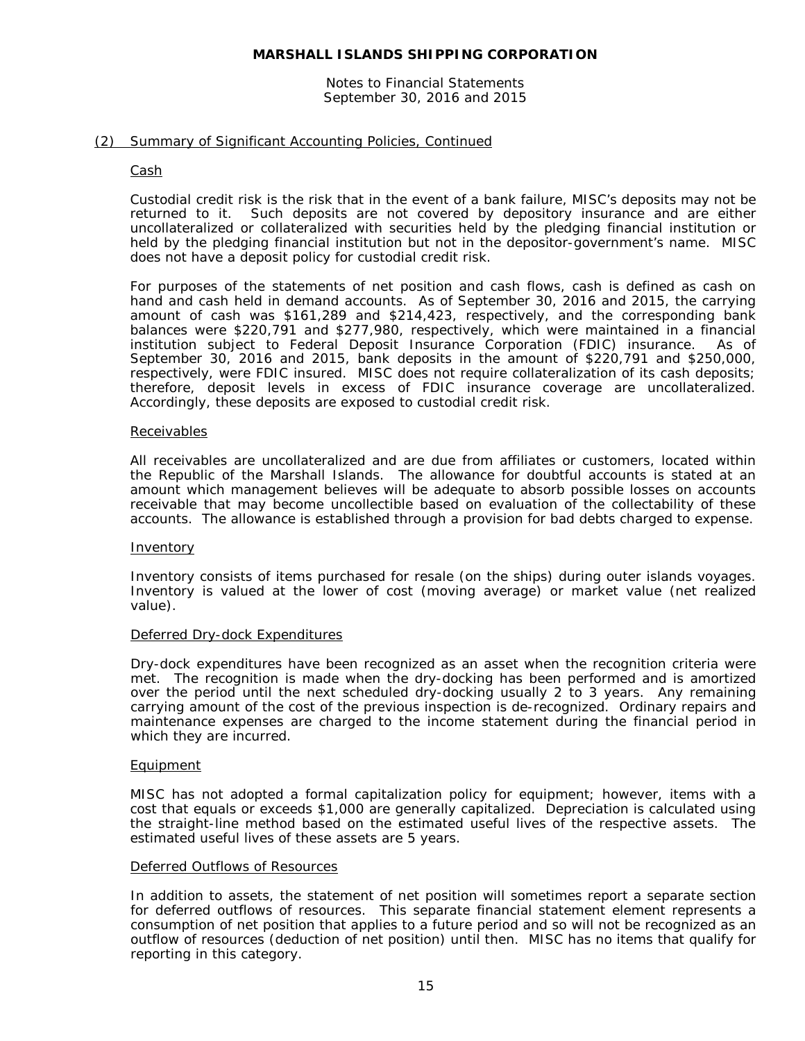## (2) Summary of Significant Accounting Policies, Continued

### Cash

Custodial credit risk is the risk that in the event of a bank failure, MISC's deposits may not be returned to it. Such deposits are not covered by depository insurance and are either uncollateralized or collateralized with securities held by the pledging financial institution or held by the pledging financial institution but not in the depositor-government's name. MISC does not have a deposit policy for custodial credit risk.

For purposes of the statements of net position and cash flows, cash is defined as cash on hand and cash held in demand accounts. As of September 30, 2016 and 2015, the carrying amount of cash was $161,289 and $214,423, respectively, and the corresponding bank balances were $220,791 and $277,980, respectively, which were maintained in a financial institution subject to Federal Deposit Insurance Corporation (FDIC) insurance. As of September 30, 2016 and 2015, bank deposits in the amount of $220,791 and $250,000, respectively, were FDIC insured. MISC does not require collateralization of its cash deposits; therefore, deposit levels in excess of FDIC insurance coverage are uncollateralized. Accordingly, these deposits are exposed to custodial credit risk.

### Receivables

All receivables are uncollateralized and are due from affiliates or customers, located within the Republic of the Marshall Islands. The allowance for doubtful accounts is stated at an amount which management believes will be adequate to absorb possible losses on accounts receivable that may become uncollectible based on evaluation of the collectability of these accounts. The allowance is established through a provision for bad debts charged to expense.

### Inventory

Inventory consists of items purchased for resale (on the ships) during outer islands voyages. Inventory is valued at the lower of cost (moving average) or market value (net realized value).

### Deferred Dry-dock Expenditures

Dry-dock expenditures have been recognized as an asset when the recognition criteria were met. The recognition is made when the dry-docking has been performed and is amortized over the period until the next scheduled dry-docking usually 2 to 3 years. Any remaining carrying amount of the cost of the previous inspection is de-recognized. Ordinary repairs and maintenance expenses are charged to the income statement during the financial period in which they are incurred.

### Equipment

MISC has not adopted a formal capitalization policy for equipment; however, items with a cost that equals or exceeds $1,000 are generally capitalized. Depreciation is calculated using the straight-line method based on the estimated useful lives of the respective assets. The estimated useful lives of these assets are 5 years.

### Deferred Outflows of Resources

In addition to assets, the statement of net position will sometimes report a separate section for deferred outflows of resources. This separate financial statement element represents a consumption of net position that applies to a future period and so will not be recognized as an outflow of resources (deduction of net position) until then. MISC has no items that qualify for reporting in this category.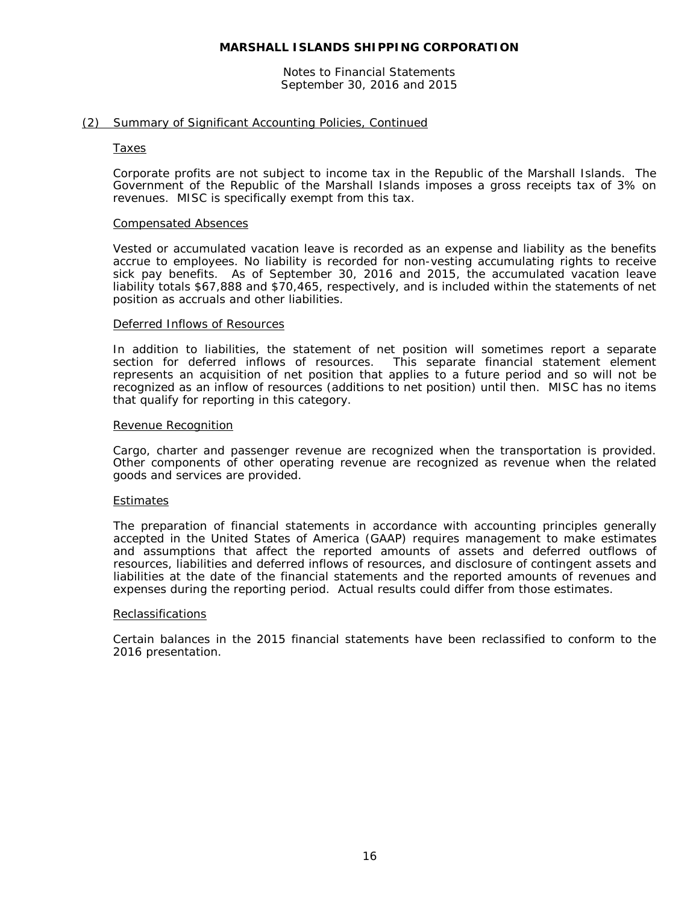## (2) Summary of Significant Accounting Policies, Continued

### Taxes

Corporate profits are not subject to income tax in the Republic of the Marshall Islands. The Government of the Republic of the Marshall Islands imposes a gross receipts tax of 3% on revenues. MISC is specifically exempt from this tax.

### Compensated Absences

Vested or accumulated vacation leave is recorded as an expense and liability as the benefits accrue to employees. No liability is recorded for non-vesting accumulating rights to receive sick pay benefits. As of September 30, 2016 and 2015, the accumulated vacation leave liability totals $67,888 and $70,465, respectively, and is included within the statements of net position as accruals and other liabilities.

### Deferred Inflows of Resources

In addition to liabilities, the statement of net position will sometimes report a separate section for deferred inflows of resources. This separate financial statement element represents an acquisition of net position that applies to a future period and so will not be recognized as an inflow of resources (additions to net position) until then. MISC has no items that qualify for reporting in this category.

### Revenue Recognition

Cargo, charter and passenger revenue are recognized when the transportation is provided. Other components of other operating revenue are recognized as revenue when the related goods and services are provided.

### Estimates

The preparation of financial statements in accordance with accounting principles generally accepted in the United States of America (GAAP) requires management to make estimates and assumptions that affect the reported amounts of assets and deferred outflows of resources, liabilities and deferred inflows of resources, and disclosure of contingent assets and liabilities at the date of the financial statements and the reported amounts of revenues and expenses during the reporting period. Actual results could differ from those estimates.

### Reclassifications

Certain balances in the 2015 financial statements have been reclassified to conform to the 2016 presentation.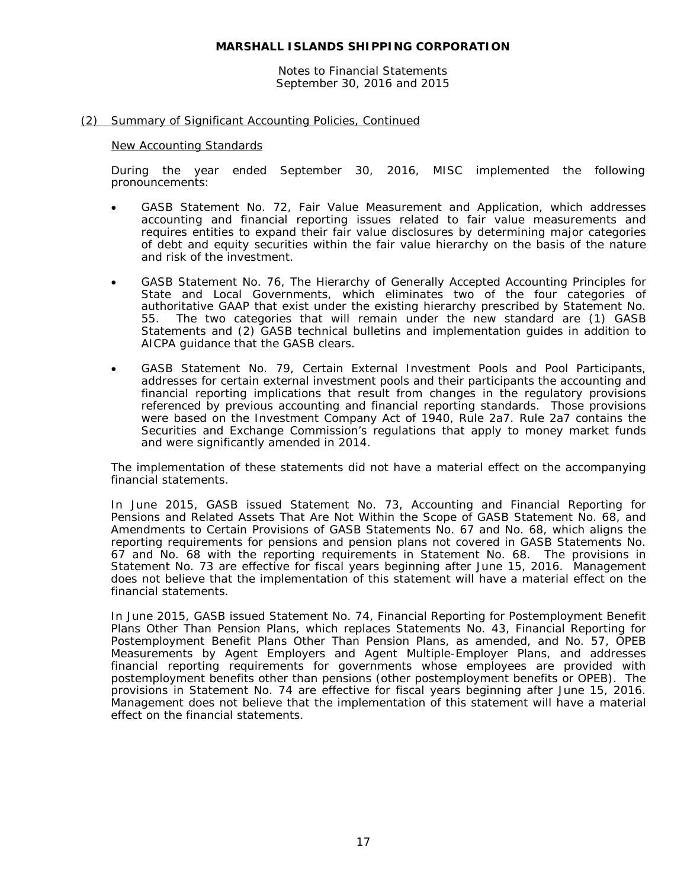## (2) Summary of Significant Accounting Policies, Continued

### New Accounting Standards

During the year ended September 30, 2016, MISC implemented the following pronouncements:

- GASB Statement No. 72, Fair Value Measurement and Application, which addresses accounting and financial reporting issues related to fair value measurements and requires entities to expand their fair value disclosures by determining major categories of debt and equity securities within the fair value hierarchy on the basis of the nature and risk of the investment.

- GASB Statement No. 76, The Hierarchy of Generally Accepted Accounting Principles for State and Local Governments, which eliminates two of the four categories of authoritative GAAP that exist under the existing hierarchy prescribed by Statement No. 55. The two categories that will remain under the new standard are (1) GASB Statements and (2) GASB technical bulletins and implementation guides in addition to AICPA guidance that the GASB clears.

- GASB Statement No. 79, Certain External Investment Pools and Pool Participants, addresses for certain external investment pools and their participants the accounting and financial reporting implications that result from changes in the regulatory provisions referenced by previous accounting and financial reporting standards. Those provisions were based on the Investment Company Act of 1940, Rule 2a7. Rule 2a7 contains the Securities and Exchange Commission's regulations that apply to money market funds and were significantly amended in 2014.

The implementation of these statements did not have a material effect on the accompanying financial statements.

In June 2015, GASB issued Statement No. 73, Accounting and Financial Reporting for Pensions and Related Assets That Are Not Within the Scope of GASB Statement No. 68, and Amendments to Certain Provisions of GASB Statements No. 67 and No. 68, which aligns the reporting requirements for pensions and pension plans not covered in GASB Statements No. 67 and No. 68 with the reporting requirements in Statement No. 68. The provisions in Statement No. 73 are effective for fiscal years beginning after June 15, 2016. Management does not believe that the implementation of this statement will have a material effect on the financial statements.

In June 2015, GASB issued Statement No. 74, Financial Reporting for Postemployment Benefit Plans Other Than Pension Plans, which replaces Statements No. 43, Financial Reporting for Postemployment Benefit Plans Other Than Pension Plans, as amended, and No. 57, OPEB Measurements by Agent Employers and Agent Multiple-Employer Plans, and addresses financial reporting requirements for governments whose employees are provided with postemployment benefits other than pensions (other postemployment benefits or OPEB). The provisions in Statement No. 74 are effective for fiscal years beginning after June 15, 2016. Management does not believe that the implementation of this statement will have a material effect on the financial statements.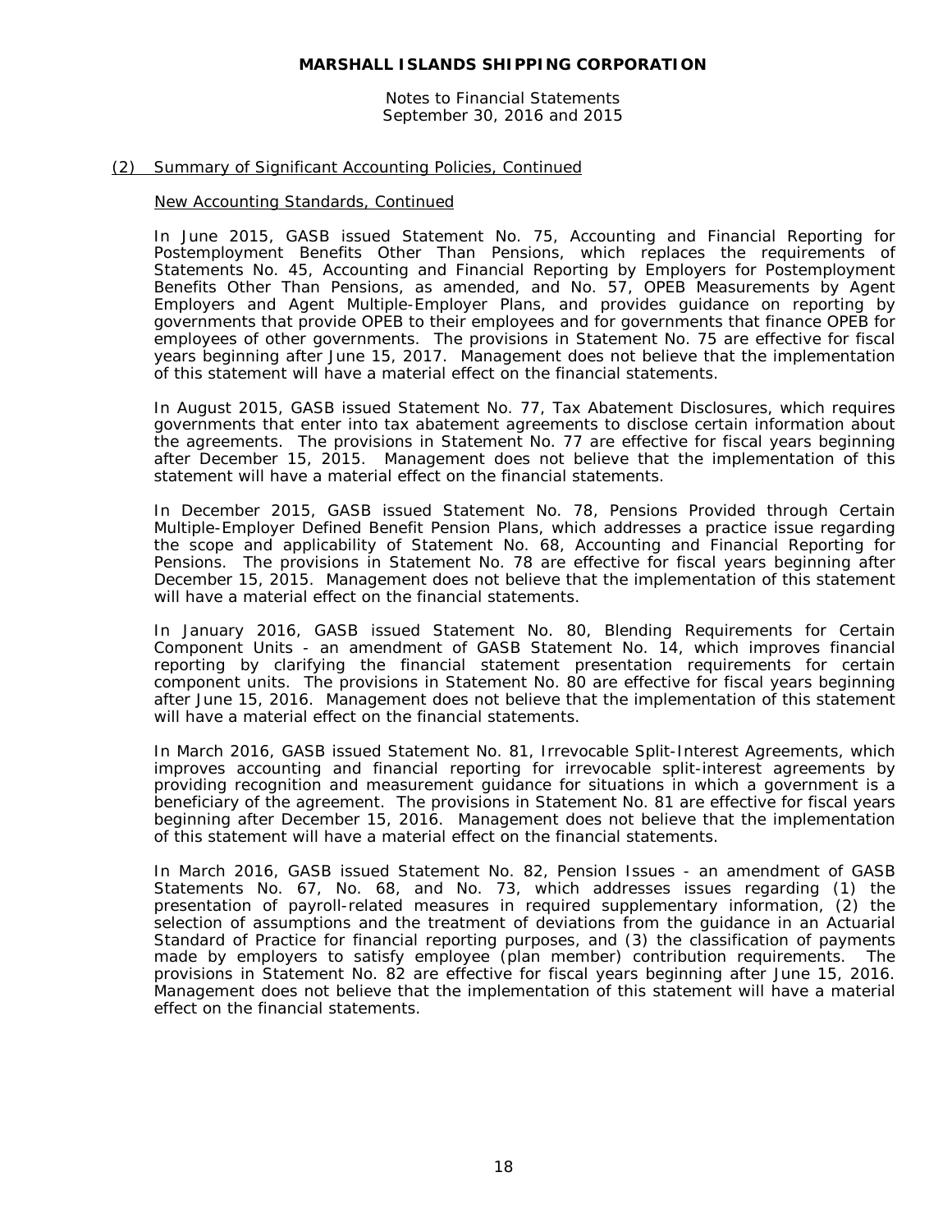## (2) Summary of Significant Accounting Policies, Continued

### New Accounting Standards, Continued

In June 2015, GASB issued Statement No. 75, Accounting and Financial Reporting for Postemployment Benefits Other Than Pensions, which replaces the requirements of Statements No. 45, Accounting and Financial Reporting by Employers for Postemployment Benefits Other Than Pensions, as amended, and No. 57, OPEB Measurements by Agent Employers and Agent Multiple-Employer Plans, and provides guidance on reporting by governments that provide OPEB to their employees and for governments that finance OPEB for employees of other governments. The provisions in Statement No. 75 are effective for fiscal years beginning after June 15, 2017. Management does not believe that the implementation of this statement will have a material effect on the financial statements.

In August 2015, GASB issued Statement No. 77, Tax Abatement Disclosures, which requires governments that enter into tax abatement agreements to disclose certain information about the agreements. The provisions in Statement No. 77 are effective for fiscal years beginning after December 15, 2015. Management does not believe that the implementation of this statement will have a material effect on the financial statements.

In December 2015, GASB issued Statement No. 78, Pensions Provided through Certain Multiple-Employer Defined Benefit Pension Plans, which addresses a practice issue regarding the scope and applicability of Statement No. 68, Accounting and Financial Reporting for Pensions. The provisions in Statement No. 78 are effective for fiscal years beginning after December 15, 2015. Management does not believe that the implementation of this statement will have a material effect on the financial statements.

In January 2016, GASB issued Statement No. 80, Blending Requirements for Certain Component Units - an amendment of GASB Statement No. 14, which improves financial reporting by clarifying the financial statement presentation requirements for certain component units. The provisions in Statement No. 80 are effective for fiscal years beginning after June 15, 2016. Management does not believe that the implementation of this statement will have a material effect on the financial statements.

In March 2016, GASB issued Statement No. 81, Irrevocable Split-Interest Agreements, which improves accounting and financial reporting for irrevocable split-interest agreements by providing recognition and measurement guidance for situations in which a government is a beneficiary of the agreement. The provisions in Statement No. 81 are effective for fiscal years beginning after December 15, 2016. Management does not believe that the implementation of this statement will have a material effect on the financial statements.

In March 2016, GASB issued Statement No. 82, Pension Issues - an amendment of GASB Statements No. 67, No. 68, and No. 73, which addresses issues regarding (1) the presentation of payroll-related measures in required supplementary information, (2) the selection of assumptions and the treatment of deviations from the guidance in an Actuarial Standard of Practice for financial reporting purposes, and (3) the classification of payments made by employers to satisfy employee (plan member) contribution requirements. The provisions in Statement No. 82 are effective for fiscal years beginning after June 15, 2016. Management does not believe that the implementation of this statement will have a material effect on the financial statements.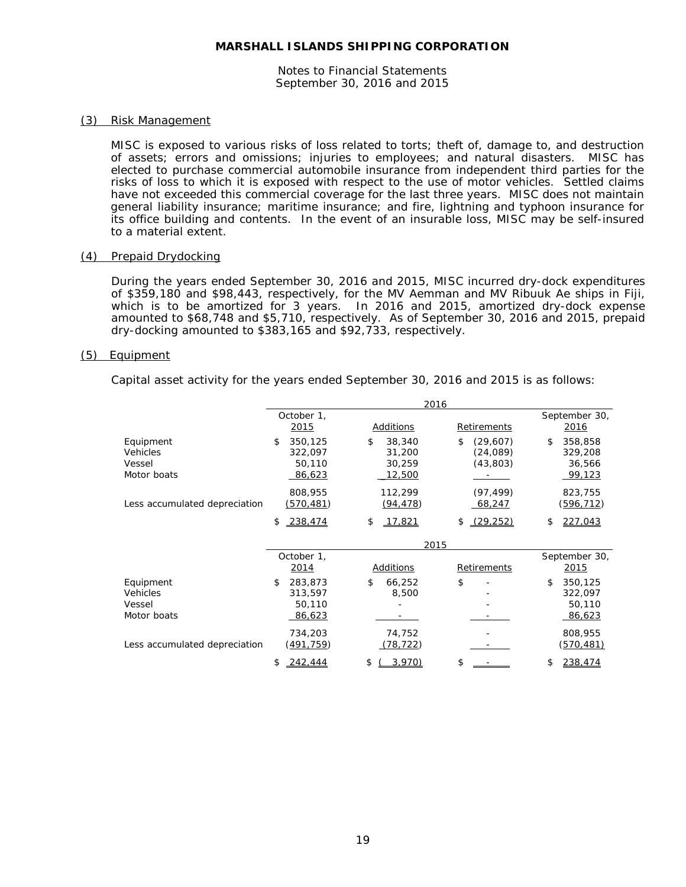**MARSHALL ISLANDS SHIPPING CORPORATION**

Notes to Financial Statements
September 30, 2016 and 2015

## (3) Risk Management

MISC is exposed to various risks of loss related to torts; theft of, damage to, and destruction of assets; errors and omissions; injuries to employees; and natural disasters. MISC has elected to purchase commercial automobile insurance from independent third parties for the risks of loss to which it is exposed with respect to the use of motor vehicles. Settled claims have not exceeded this commercial coverage for the last three years. MISC does not maintain general liability insurance; maritime insurance; and fire, lightning and typhoon insurance for its office building and contents. In the event of an insurable loss, MISC may be self-insured to a material extent.

## (4) Prepaid Drydocking

During the years ended September 30, 2016 and 2015, MISC incurred dry-dock expenditures of $359,180 and $98,443, respectively, for the MV Aemman and MV Ribuuk Ae ships in Fiji, which is to be amortized for 3 years. In 2016 and 2015, amortized dry-dock expense amounted to $68,748 and $5,710, respectively. As of September 30, 2016 and 2015, prepaid dry-docking amounted to $383,165 and $92,733, respectively.

## (5) Equipment

Capital asset activity for the years ended September 30, 2016 and 2015 is as follows:

| | 2016 | | | |
|---|---|---|---|---|
| | October 1, 2015 | Additions | Retirements | September 30, 2016 |
| Equipment | $ 350,125 | $ 38,340 | $ (29,607) | $ 358,858 |
| Vehicles | 322,097 | 31,200 | (24,089) | 329,208 |
| Vessel | 50,110 | 30,259 | (43,803) | 36,566 |
| Motor boats | 86,623 | 12,500 | - | 99,123 |
| | 808,955 | 112,299 | (97,499) | 823,755 |
| Less accumulated depreciation | (570,481) | (94,478) | 68,247 | (596,712) |
| | $ 238,474 | $ 17,821 | $ (29,252) | $ 227,043 |

| | 2015 | | | |
|---|---|---|---|---|
| | October 1, 2014 | Additions | Retirements | September 30, 2015 |
| Equipment | $ 283,873 | $ 66,252 | $ - | $ 350,125 |
| Vehicles | 313,597 | 8,500 | - | 322,097 |
| Vessel | 50,110 | - | - | 50,110 |
| Motor boats | 86,623 | - | - | 86,623 |
| | 734,203 | 74,752 | - | 808,955 |
| Less accumulated depreciation | (491,759) | (78,722) | - | (570,481) |
| | $ 242,444 | $ ( 3,970) | $ - | $ 238,474 |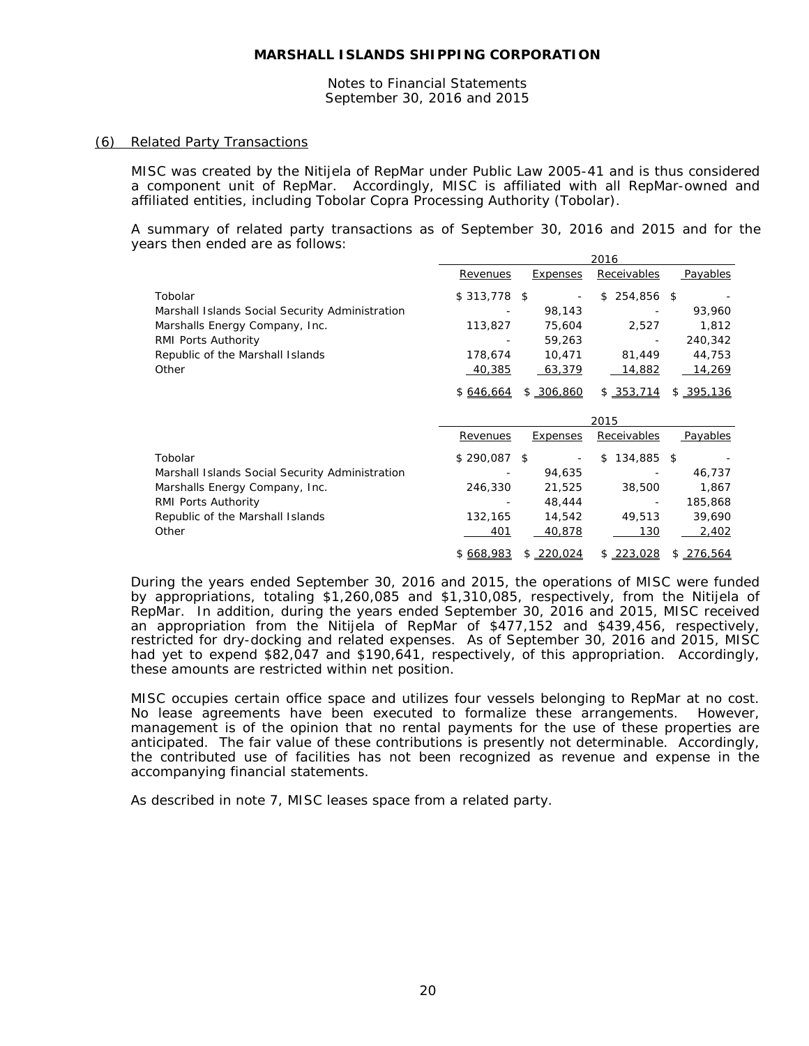### (6) Related Party Transactions

MISC was created by the Nitijela of RepMar under Public Law 2005-41 and is thus considered a component unit of RepMar. Accordingly, MISC is affiliated with all RepMar-owned and affiliated entities, including Tobolar Copra Processing Authority (Tobolar).

A summary of related party transactions as of September 30, 2016 and 2015 and for the years then ended are as follows:

| | 2016 | | | |
|---|---|---|---|---|
| | Revenues | Expenses | Receivables | Payables |
| Tobolar | $ 313,778 | $ - | $ 254,856 | $ - |
| Marshall Islands Social Security Administration | - | 98,143 | - | 93,960 |
| Marshalls Energy Company, Inc. | 113,827 | 75,604 | 2,527 | 1,812 |
| RMI Ports Authority | - | 59,263 | - | 240,342 |
| Republic of the Marshall Islands | 178,674 | 10,471 | 81,449 | 44,753 |
| Other | 40,385 | 63,379 | 14,882 | 14,269 |
| | $ 646,664 | $ 306,860 | $ 353,714 | $ 395,136 |

| | 2015 | | | |
|---|---|---|---|---|
| | Revenues | Expenses | Receivables | Payables |
| Tobolar | $ 290,087 | $ - | $ 134,885 | $ - |
| Marshall Islands Social Security Administration | - | 94,635 | - | 46,737 |
| Marshalls Energy Company, Inc. | 246,330 | 21,525 | 38,500 | 1,867 |
| RMI Ports Authority | - | 48,444 | - | 185,868 |
| Republic of the Marshall Islands | 132,165 | 14,542 | 49,513 | 39,690 |
| Other | 401 | 40,878 | 130 | 2,402 |
| | $ 668,983 | $ 220,024 | $ 223,028 | $ 276,564 |

During the years ended September 30, 2016 and 2015, the operations of MISC were funded by appropriations, totaling $1,260,085 and $1,310,085, respectively, from the Nitijela of RepMar. In addition, during the years ended September 30, 2016 and 2015, MISC received an appropriation from the Nitijela of RepMar of $477,152 and $439,456, respectively, restricted for dry-docking and related expenses. As of September 30, 2016 and 2015, MISC had yet to expend $82,047 and $190,641, respectively, of this appropriation. Accordingly, these amounts are restricted within net position.

MISC occupies certain office space and utilizes four vessels belonging to RepMar at no cost. No lease agreements have been executed to formalize these arrangements. However, management is of the opinion that no rental payments for the use of these properties are anticipated. The fair value of these contributions is presently not determinable. Accordingly, the contributed use of facilities has not been recognized as revenue and expense in the accompanying financial statements.

As described in note 7, MISC leases space from a related party.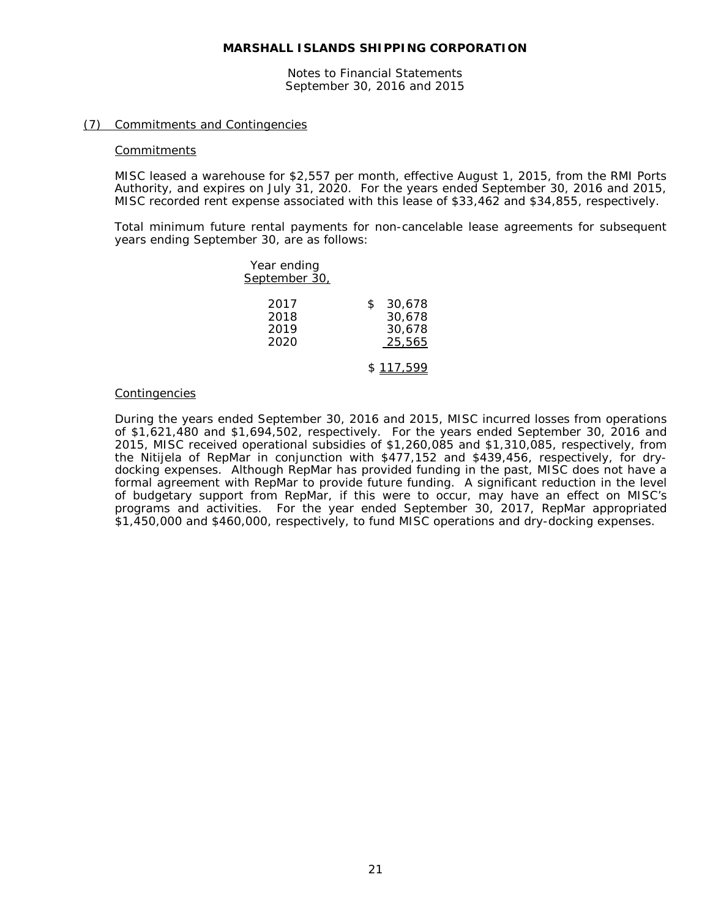## (7) Commitments and Contingencies

### Commitments

MISC leased a warehouse for $2,557 per month, effective August 1, 2015, from the RMI Ports Authority, and expires on July 31, 2020. For the years ended September 30, 2016 and 2015, MISC recorded rent expense associated with this lease of $33,462 and $34,855, respectively.

Total minimum future rental payments for non-cancelable lease agreements for subsequent years ending September 30, are as follows:

| Year ending September 30, | |
|---|---|
| 2017 | $ 30,678 |
| 2018 | 30,678 |
| 2019 | 30,678 |
| 2020 | 25,565 |
| | $ 117,599 |

### Contingencies

During the years ended September 30, 2016 and 2015, MISC incurred losses from operations of $1,621,480 and $1,694,502, respectively. For the years ended September 30, 2016 and 2015, MISC received operational subsidies of $1,260,085 and $1,310,085, respectively, from the Nitijela of RepMar in conjunction with $477,152 and $439,456, respectively, for dry-docking expenses. Although RepMar has provided funding in the past, MISC does not have a formal agreement with RepMar to provide future funding. A significant reduction in the level of budgetary support from RepMar, if this were to occur, may have an effect on MISC's programs and activities. For the year ended September 30, 2017, RepMar appropriated $1,450,000 and $460,000, respectively, to fund MISC operations and dry-docking expenses.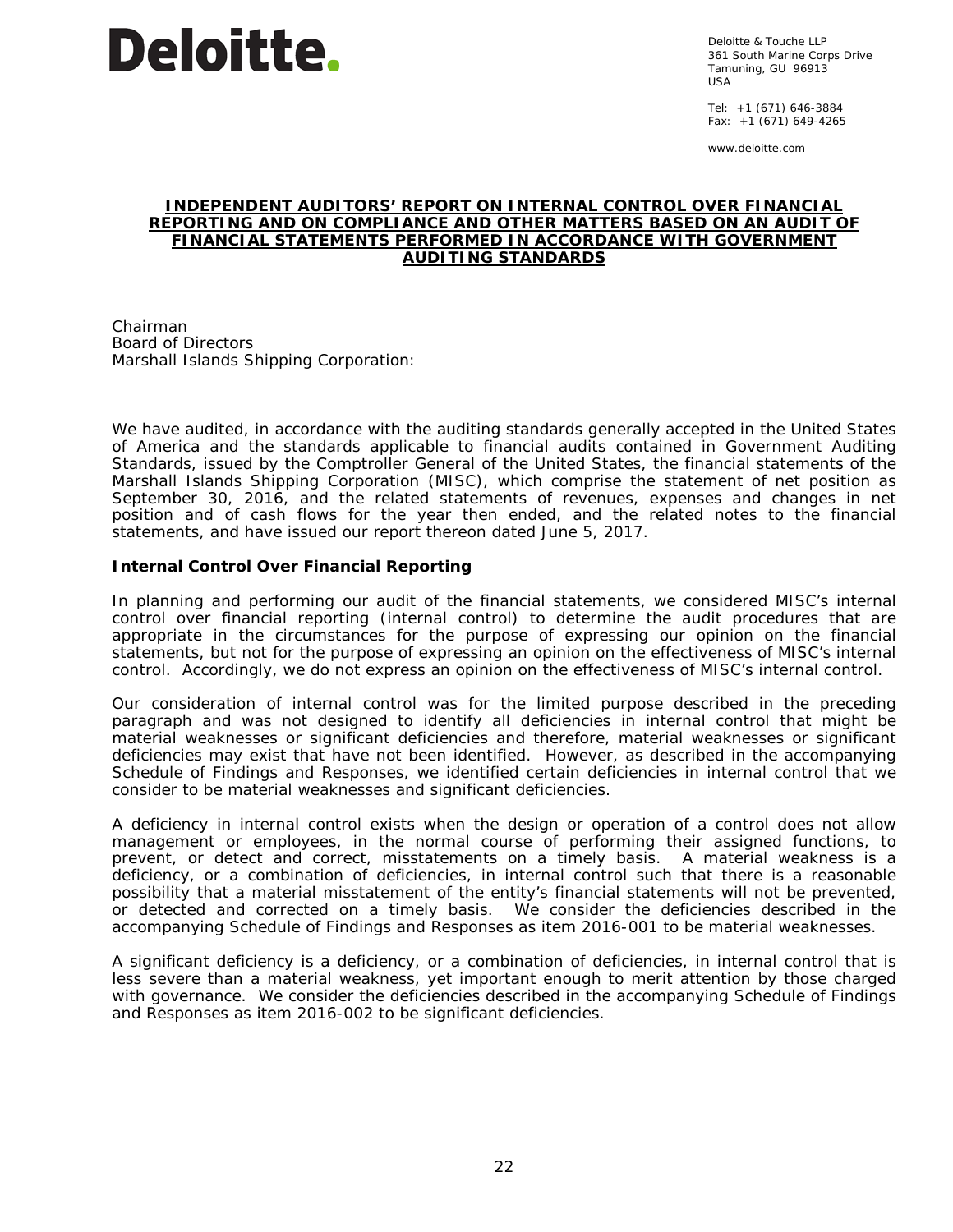Deloitte.

Deloitte & Touche LLP
361 South Marine Corps Drive
Tamuning, GU 96913
USA

Tel: +1 (671) 646-3884
Fax: +1 (671) 649-4265

www.deloitte.com

# INDEPENDENT AUDITORS' REPORT ON INTERNAL CONTROL OVER FINANCIAL REPORTING AND ON COMPLIANCE AND OTHER MATTERS BASED ON AN AUDIT OF FINANCIAL STATEMENTS PERFORMED IN ACCORDANCE WITH GOVERNMENT AUDITING STANDARDS

Chairman
Board of Directors
Marshall Islands Shipping Corporation:

We have audited, in accordance with the auditing standards generally accepted in the United States of America and the standards applicable to financial audits contained in Government Auditing Standards, issued by the Comptroller General of the United States, the financial statements of the Marshall Islands Shipping Corporation (MISC), which comprise the statement of net position as September 30, 2016, and the related statements of revenues, expenses and changes in net position and of cash flows for the year then ended, and the related notes to the financial statements, and have issued our report thereon dated June 5, 2017.

## Internal Control Over Financial Reporting

In planning and performing our audit of the financial statements, we considered MISC's internal control over financial reporting (internal control) to determine the audit procedures that are appropriate in the circumstances for the purpose of expressing our opinion on the financial statements, but not for the purpose of expressing an opinion on the effectiveness of MISC's internal control. Accordingly, we do not express an opinion on the effectiveness of MISC's internal control.

Our consideration of internal control was for the limited purpose described in the preceding paragraph and was not designed to identify all deficiencies in internal control that might be material weaknesses or significant deficiencies and therefore, material weaknesses or significant deficiencies may exist that have not been identified. However, as described in the accompanying Schedule of Findings and Responses, we identified certain deficiencies in internal control that we consider to be material weaknesses and significant deficiencies.

A deficiency in internal control exists when the design or operation of a control does not allow management or employees, in the normal course of performing their assigned functions, to prevent, or detect and correct, misstatements on a timely basis. A material weakness is a deficiency, or a combination of deficiencies, in internal control such that there is a reasonable possibility that a material misstatement of the entity's financial statements will not be prevented, or detected and corrected on a timely basis. We consider the deficiencies described in the accompanying Schedule of Findings and Responses as item 2016-001 to be material weaknesses.

A significant deficiency is a deficiency, or a combination of deficiencies, in internal control that is less severe than a material weakness, yet important enough to merit attention by those charged with governance. We consider the deficiencies described in the accompanying Schedule of Findings and Responses as item 2016-002 to be significant deficiencies.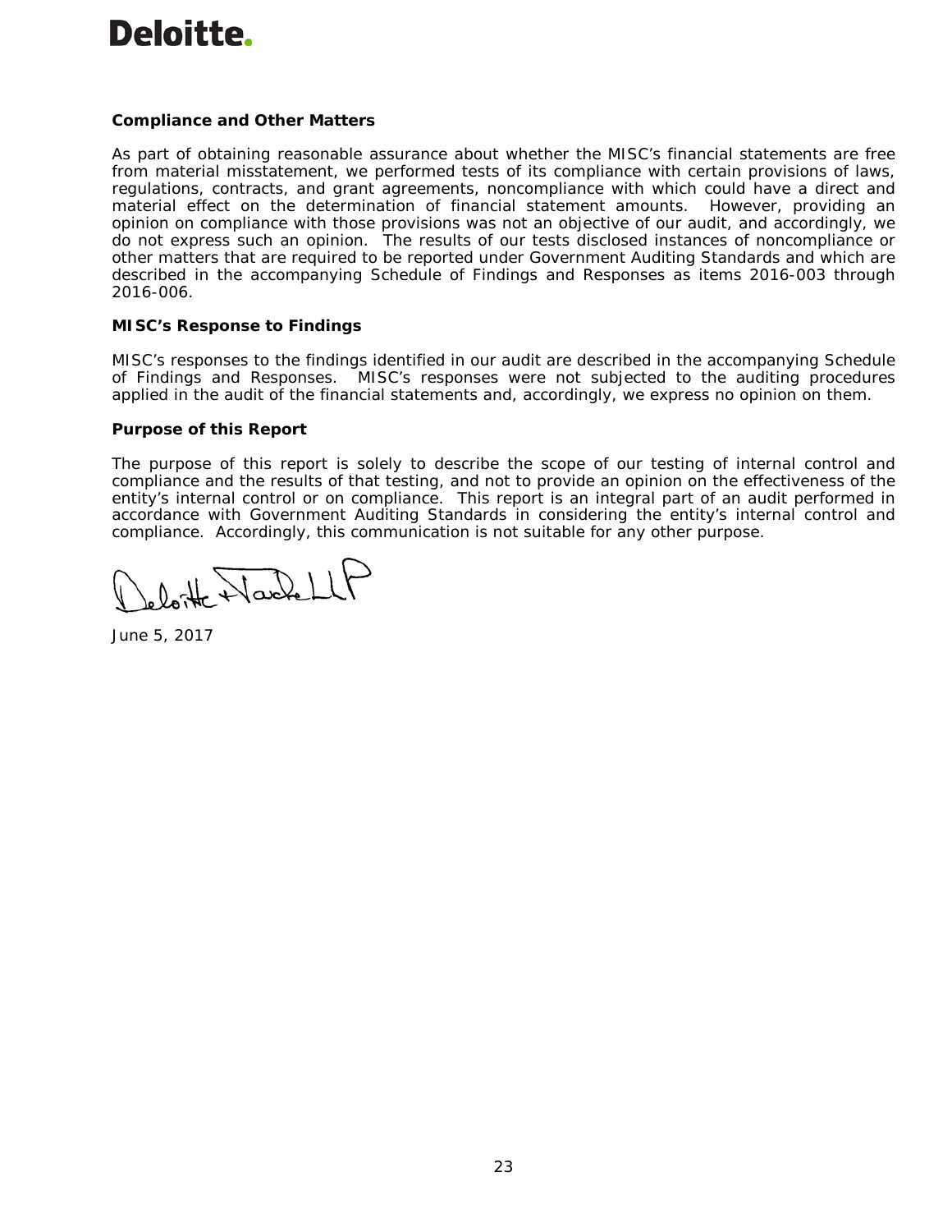**Compliance and Other Matters**

As part of obtaining reasonable assurance about whether the MISC's financial statements are free from material misstatement, we performed tests of its compliance with certain provisions of laws, regulations, contracts, and grant agreements, noncompliance with which could have a direct and material effect on the determination of financial statement amounts. However, providing an opinion on compliance with those provisions was not an objective of our audit, and accordingly, we do not express such an opinion. The results of our tests disclosed instances of noncompliance or other matters that are required to be reported under Government Auditing Standards and which are described in the accompanying Schedule of Findings and Responses as items 2016-003 through 2016-006.

**MISC's Response to Findings**

MISC's responses to the findings identified in our audit are described in the accompanying Schedule of Findings and Responses. MISC's responses were not subjected to the auditing procedures applied in the audit of the financial statements and, accordingly, we express no opinion on them.

**Purpose of this Report**

The purpose of this report is solely to describe the scope of our testing of internal control and compliance and the results of that testing, and not to provide an opinion on the effectiveness of the entity's internal control or on compliance. This report is an integral part of an audit performed in accordance with Government Auditing Standards in considering the entity's internal control and compliance. Accordingly, this communication is not suitable for any other purpose.

Deloitte & Touche LLP

June 5, 2017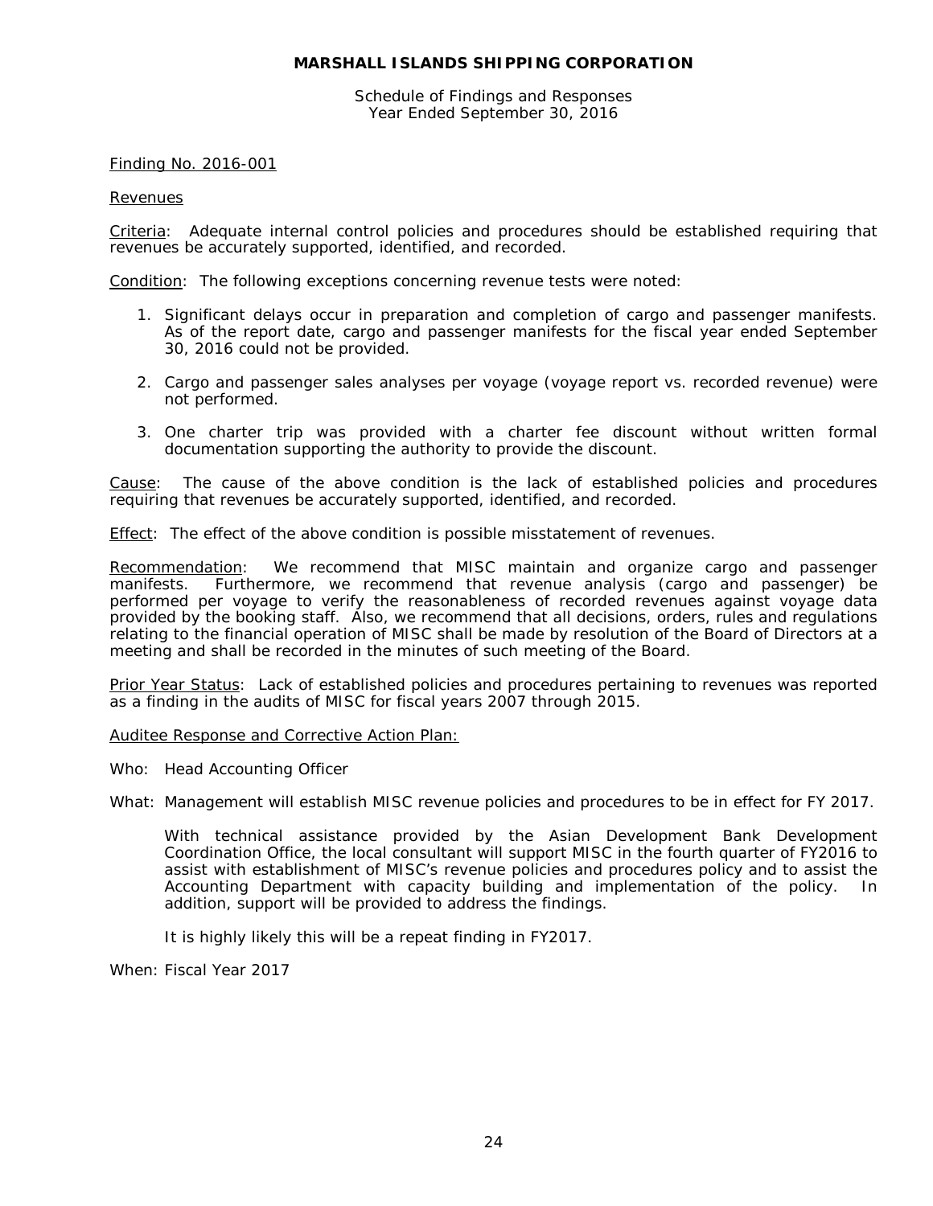# MARSHALL ISLANDS SHIPPING CORPORATION

Schedule of Findings and Responses
Year Ended September 30, 2016

Finding No. 2016-001

Revenues

Criteria: Adequate internal control policies and procedures should be established requiring that revenues be accurately supported, identified, and recorded.

Condition: The following exceptions concerning revenue tests were noted:

1. Significant delays occur in preparation and completion of cargo and passenger manifests. As of the report date, cargo and passenger manifests for the fiscal year ended September 30, 2016 could not be provided.

2. Cargo and passenger sales analyses per voyage (voyage report vs. recorded revenue) were not performed.

3. One charter trip was provided with a charter fee discount without written formal documentation supporting the authority to provide the discount.

Cause: The cause of the above condition is the lack of established policies and procedures requiring that revenues be accurately supported, identified, and recorded.

Effect: The effect of the above condition is possible misstatement of revenues.

Recommendation: We recommend that MISC maintain and organize cargo and passenger manifests. Furthermore, we recommend that revenue analysis (cargo and passenger) be performed per voyage to verify the reasonableness of recorded revenues against voyage data provided by the booking staff. Also, we recommend that all decisions, orders, rules and regulations relating to the financial operation of MISC shall be made by resolution of the Board of Directors at a meeting and shall be recorded in the minutes of such meeting of the Board.

Prior Year Status: Lack of established policies and procedures pertaining to revenues was reported as a finding in the audits of MISC for fiscal years 2007 through 2015.

Auditee Response and Corrective Action Plan:

Who: Head Accounting Officer

What: Management will establish MISC revenue policies and procedures to be in effect for FY 2017.

With technical assistance provided by the Asian Development Bank Development Coordination Office, the local consultant will support MISC in the fourth quarter of FY2016 to assist with establishment of MISC's revenue policies and procedures policy and to assist the Accounting Department with capacity building and implementation of the policy. In addition, support will be provided to address the findings.

It is highly likely this will be a repeat finding in FY2017.

When: Fiscal Year 2017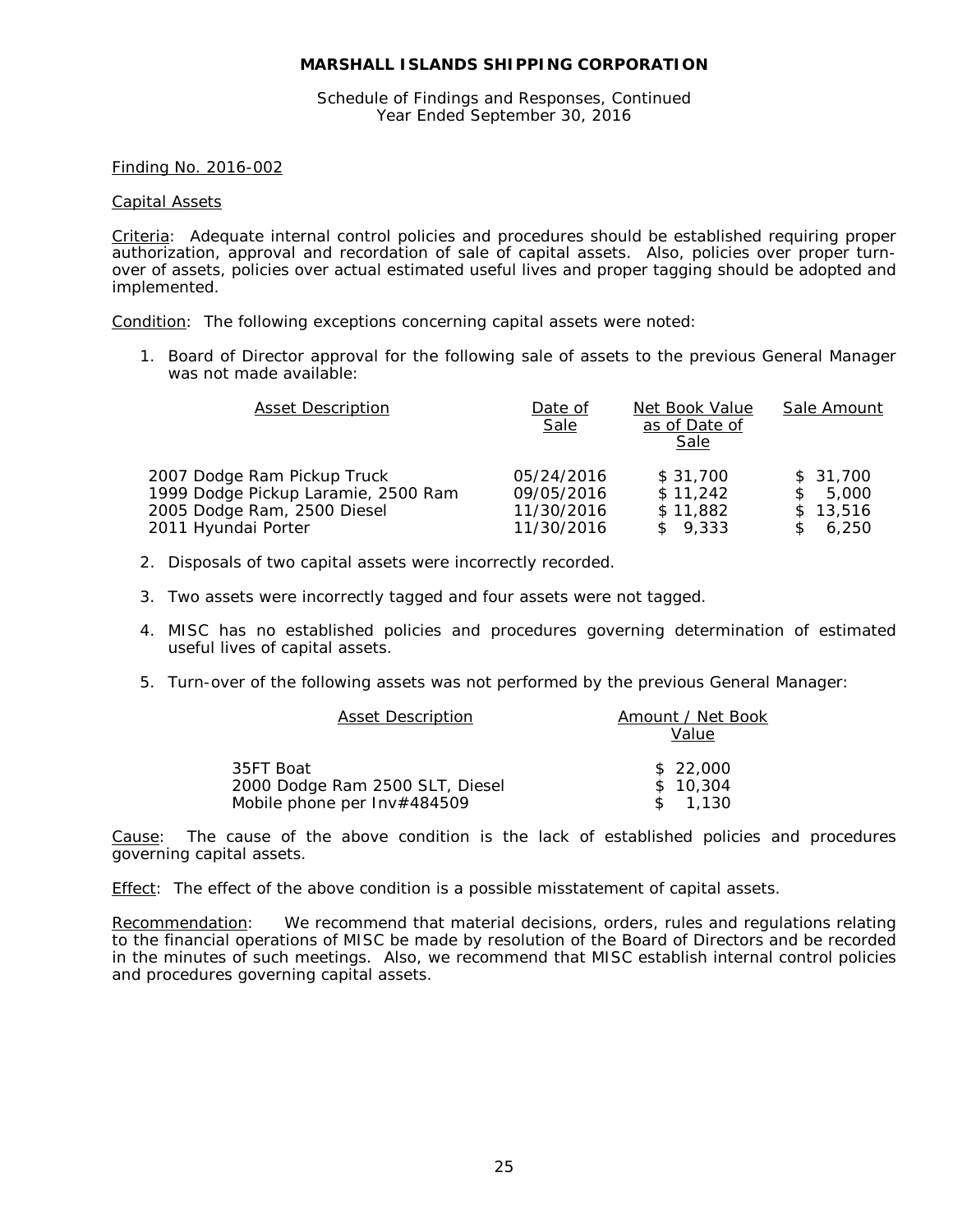**MARSHALL ISLANDS SHIPPING CORPORATION**

Schedule of Findings and Responses, Continued
Year Ended September 30, 2016

Finding No. 2016-002

Capital Assets

Criteria: Adequate internal control policies and procedures should be established requiring proper authorization, approval and recordation of sale of capital assets. Also, policies over proper turn-over of assets, policies over actual estimated useful lives and proper tagging should be adopted and implemented.

Condition: The following exceptions concerning capital assets were noted:

1. Board of Director approval for the following sale of assets to the previous General Manager was not made available:

| Asset Description | Date of Sale | Net Book Value as of Date of Sale | Sale Amount |
|---|---|---|---|
| 2007 Dodge Ram Pickup Truck | 05/24/2016 | $ 31,700 | $ 31,700 |
| 1999 Dodge Pickup Laramie, 2500 Ram | 09/05/2016 | $ 11,242 | $ 5,000 |
| 2005 Dodge Ram, 2500 Diesel | 11/30/2016 | $ 11,882 | $ 13,516 |
| 2011 Hyundai Porter | 11/30/2016 | $ 9,333 | $ 6,250 |

2. Disposals of two capital assets were incorrectly recorded.

3. Two assets were incorrectly tagged and four assets were not tagged.

4. MISC has no established policies and procedures governing determination of estimated useful lives of capital assets.

5. Turn-over of the following assets was not performed by the previous General Manager:

| Asset Description | Amount / Net Book Value |
|---|---|
| 35FT Boat | $ 22,000 |
| 2000 Dodge Ram 2500 SLT, Diesel | $ 10,304 |
| Mobile phone per Inv#484509 | $ 1,130 |

Cause: The cause of the above condition is the lack of established policies and procedures governing capital assets.

Effect: The effect of the above condition is a possible misstatement of capital assets.

Recommendation: We recommend that material decisions, orders, rules and regulations relating to the financial operations of MISC be made by resolution of the Board of Directors and be recorded in the minutes of such meetings. Also, we recommend that MISC establish internal control policies and procedures governing capital assets.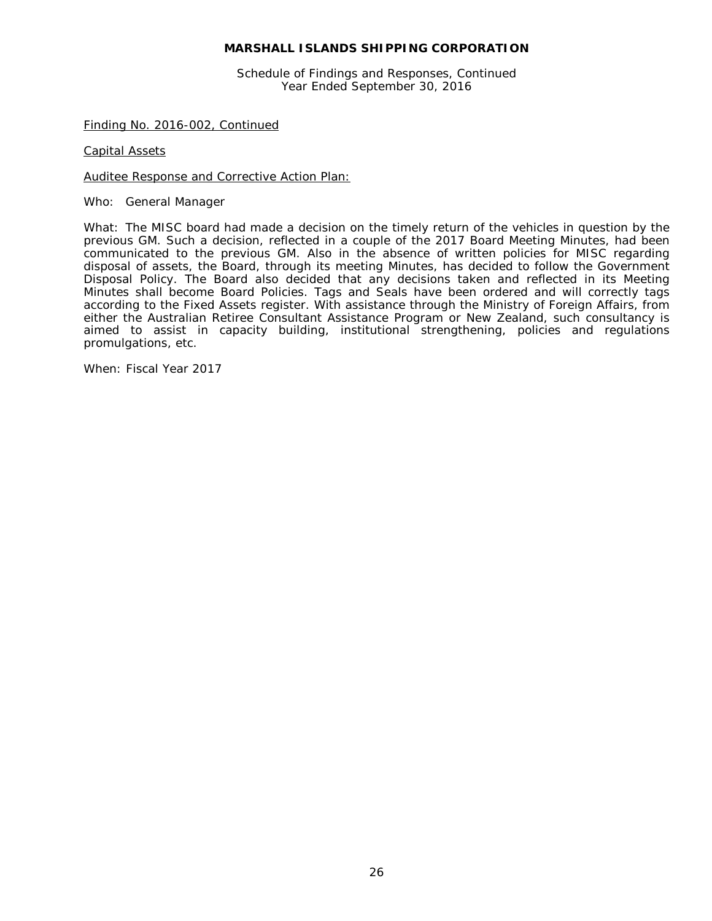Finding No. 2016-002, Continued

Capital Assets

Auditee Response and Corrective Action Plan:

Who: General Manager

What: The MISC board had made a decision on the timely return of the vehicles in question by the previous GM. Such a decision, reflected in a couple of the 2017 Board Meeting Minutes, had been communicated to the previous GM. Also in the absence of written policies for MISC regarding disposal of assets, the Board, through its meeting Minutes, has decided to follow the Government Disposal Policy. The Board also decided that any decisions taken and reflected in its Meeting Minutes shall become Board Policies. Tags and Seals have been ordered and will correctly tags according to the Fixed Assets register. With assistance through the Ministry of Foreign Affairs, from either the Australian Retiree Consultant Assistance Program or New Zealand, such consultancy is aimed to assist in capacity building, institutional strengthening, policies and regulations promulgations, etc.

When: Fiscal Year 2017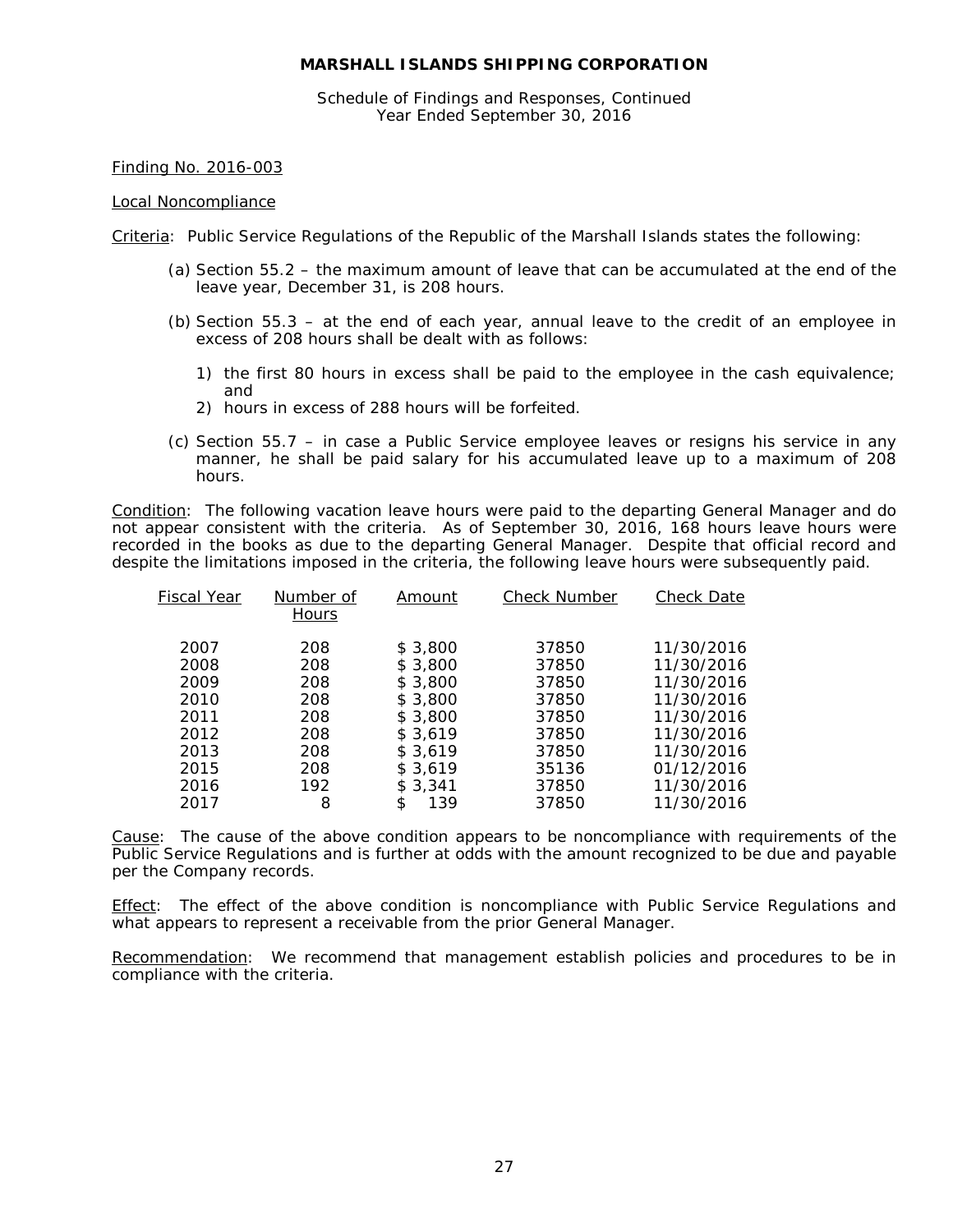**MARSHALL ISLANDS SHIPPING CORPORATION**

Schedule of Findings and Responses, Continued
Year Ended September 30, 2016

Finding No. 2016-003

Local Noncompliance

Criteria: Public Service Regulations of the Republic of the Marshall Islands states the following:

(a) Section 55.2 – the maximum amount of leave that can be accumulated at the end of the leave year, December 31, is 208 hours.

(b) Section 55.3 – at the end of each year, annual leave to the credit of an employee in excess of 208 hours shall be dealt with as follows:

1) the first 80 hours in excess shall be paid to the employee in the cash equivalence; and
2) hours in excess of 288 hours will be forfeited.

(c) Section 55.7 – in case a Public Service employee leaves or resigns his service in any manner, he shall be paid salary for his accumulated leave up to a maximum of 208 hours.

Condition: The following vacation leave hours were paid to the departing General Manager and do not appear consistent with the criteria. As of September 30, 2016, 168 hours leave hours were recorded in the books as due to the departing General Manager. Despite that official record and despite the limitations imposed in the criteria, the following leave hours were subsequently paid.

| Fiscal Year | Number of Hours | Amount | Check Number | Check Date |
|---|---|---|---|---|
| 2007 | 208 | $ 3,800 | 37850 | 11/30/2016 |
| 2008 | 208 | $ 3,800 | 37850 | 11/30/2016 |
| 2009 | 208 | $ 3,800 | 37850 | 11/30/2016 |
| 2010 | 208 | $ 3,800 | 37850 | 11/30/2016 |
| 2011 | 208 | $ 3,800 | 37850 | 11/30/2016 |
| 2012 | 208 | $ 3,619 | 37850 | 11/30/2016 |
| 2013 | 208 | $ 3,619 | 37850 | 11/30/2016 |
| 2015 | 208 | $ 3,619 | 35136 | 01/12/2016 |
| 2016 | 192 | $ 3,341 | 37850 | 11/30/2016 |
| 2017 | 8 | $ 139 | 37850 | 11/30/2016 |

Cause: The cause of the above condition appears to be noncompliance with requirements of the Public Service Regulations and is further at odds with the amount recognized to be due and payable per the Company records.

Effect: The effect of the above condition is noncompliance with Public Service Regulations and what appears to represent a receivable from the prior General Manager.

Recommendation: We recommend that management establish policies and procedures to be in compliance with the criteria.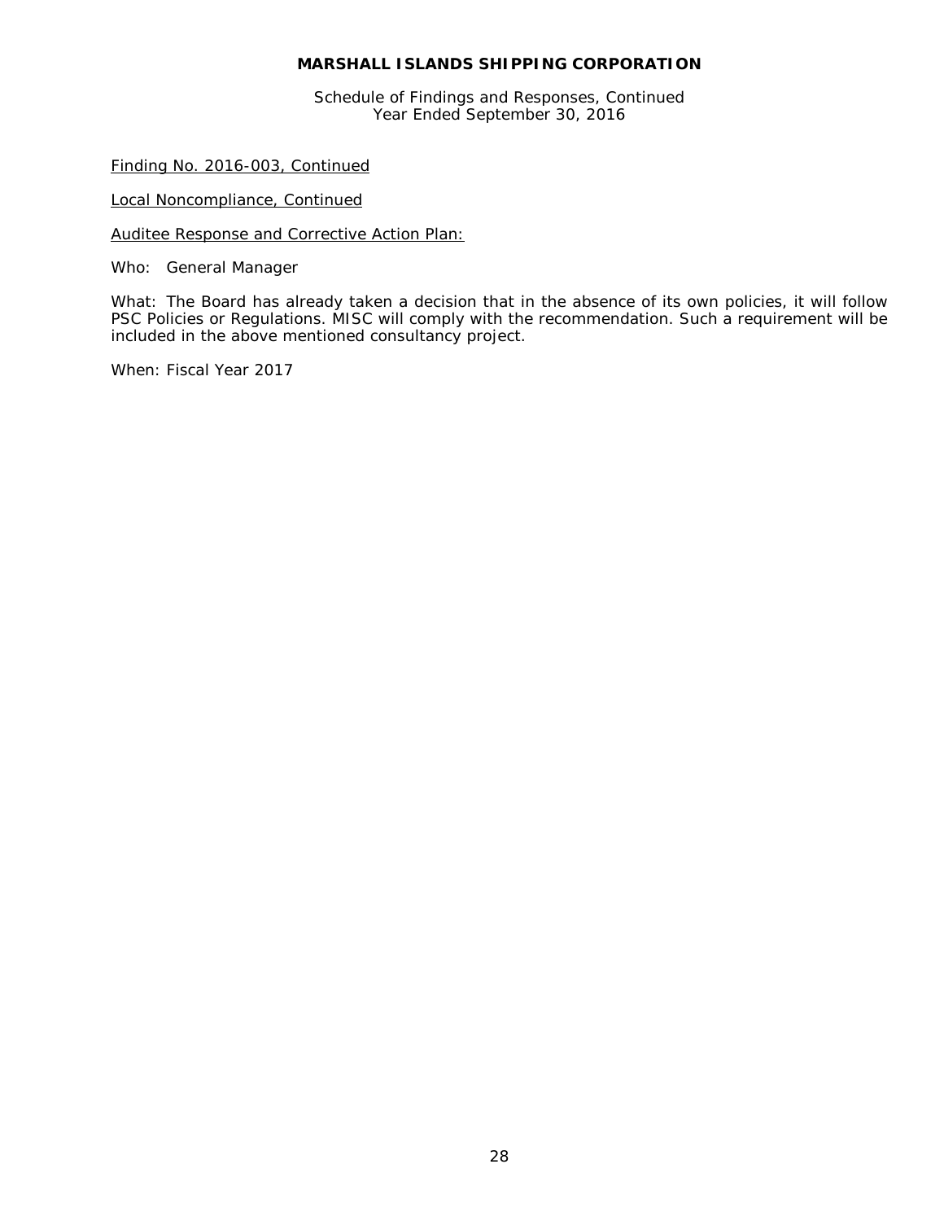**MARSHALL ISLANDS SHIPPING CORPORATION**

Schedule of Findings and Responses, Continued
Year Ended September 30, 2016

Finding No. 2016-003, Continued

Local Noncompliance, Continued

Auditee Response and Corrective Action Plan:

Who: General Manager

What: The Board has already taken a decision that in the absence of its own policies, it will follow PSC Policies or Regulations. MISC will comply with the recommendation. Such a requirement will be included in the above mentioned consultancy project.

When: Fiscal Year 2017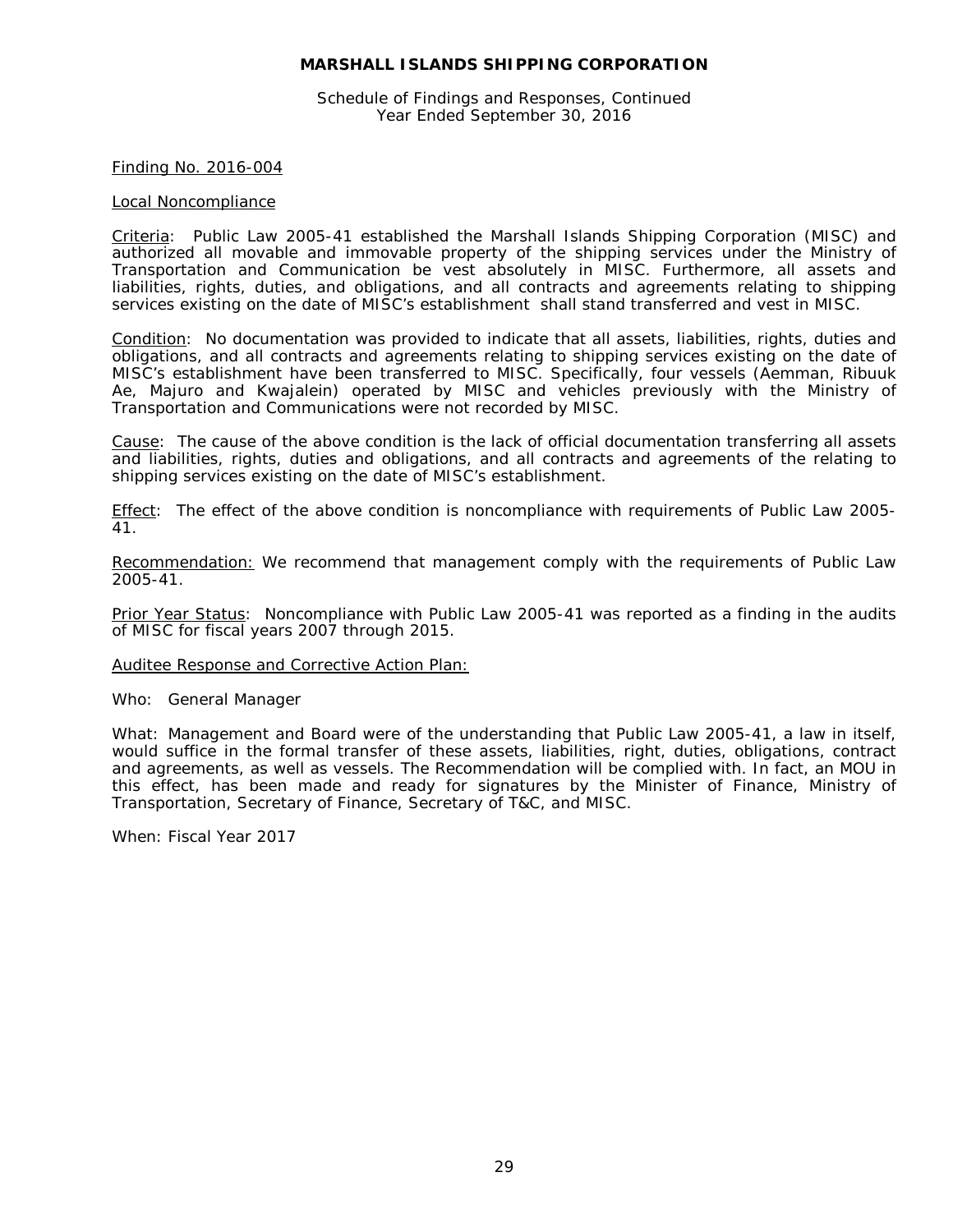## MARSHALL ISLANDS SHIPPING CORPORATION

Schedule of Findings and Responses, Continued
Year Ended September 30, 2016

Finding No. 2016-004

Local Noncompliance

Criteria: Public Law 2005-41 established the Marshall Islands Shipping Corporation (MISC) and authorized all movable and immovable property of the shipping services under the Ministry of Transportation and Communication be vest absolutely in MISC. Furthermore, all assets and liabilities, rights, duties, and obligations, and all contracts and agreements relating to shipping services existing on the date of MISC's establishment shall stand transferred and vest in MISC.

Condition: No documentation was provided to indicate that all assets, liabilities, rights, duties and obligations, and all contracts and agreements relating to shipping services existing on the date of MISC's establishment have been transferred to MISC. Specifically, four vessels (Aemman, Ribuuk Ae, Majuro and Kwajalein) operated by MISC and vehicles previously with the Ministry of Transportation and Communications were not recorded by MISC.

Cause: The cause of the above condition is the lack of official documentation transferring all assets and liabilities, rights, duties and obligations, and all contracts and agreements of the relating to shipping services existing on the date of MISC's establishment.

Effect: The effect of the above condition is noncompliance with requirements of Public Law 2005-41.

Recommendation: We recommend that management comply with the requirements of Public Law 2005-41.

Prior Year Status: Noncompliance with Public Law 2005-41 was reported as a finding in the audits of MISC for fiscal years 2007 through 2015.

Auditee Response and Corrective Action Plan:

Who: General Manager

What: Management and Board were of the understanding that Public Law 2005-41, a law in itself, would suffice in the formal transfer of these assets, liabilities, right, duties, obligations, contract and agreements, as well as vessels. The Recommendation will be complied with. In fact, an MOU in this effect, has been made and ready for signatures by the Minister of Finance, Ministry of Transportation, Secretary of Finance, Secretary of T&C, and MISC.

When: Fiscal Year 2017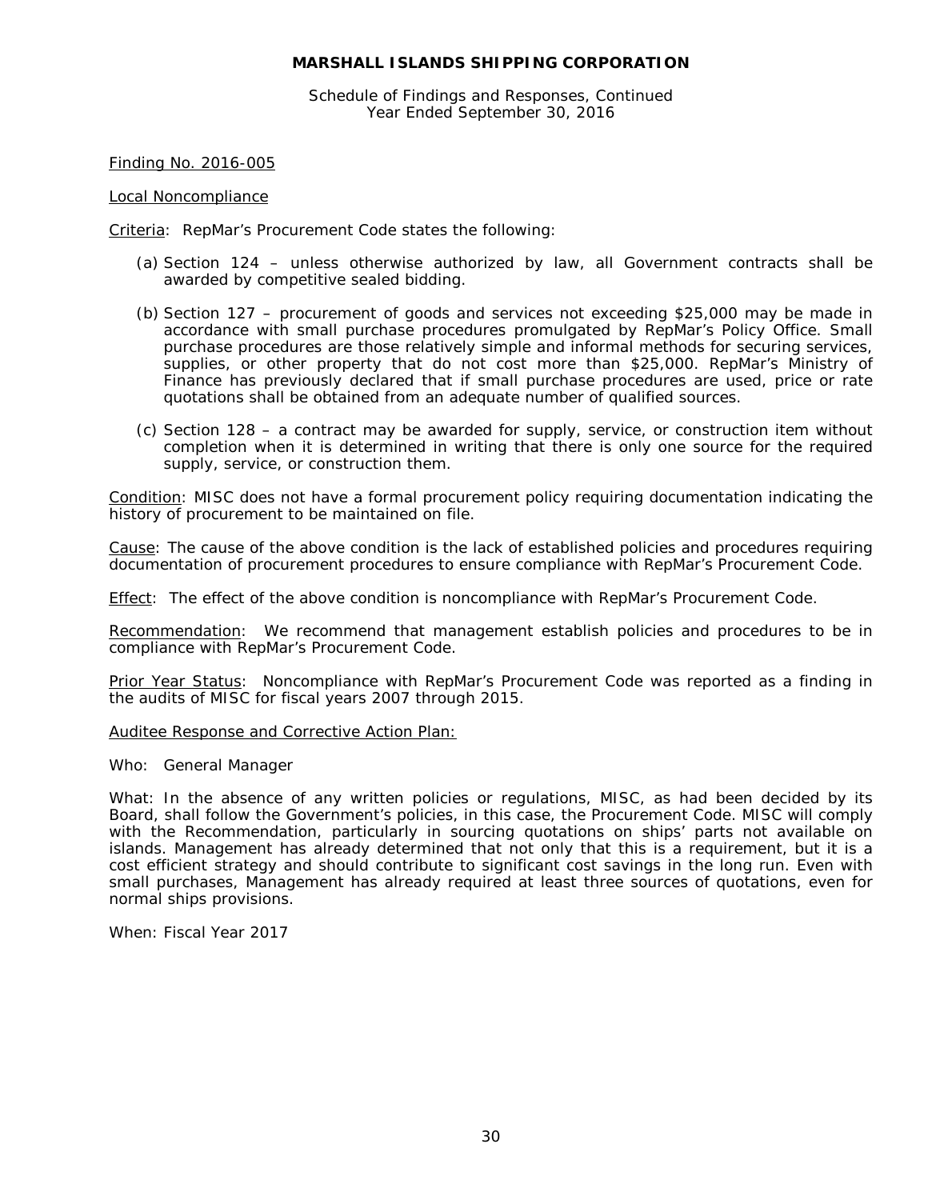**MARSHALL ISLANDS SHIPPING CORPORATION**

Schedule of Findings and Responses, Continued
Year Ended September 30, 2016

Finding No. 2016-005

Local Noncompliance

Criteria: RepMar's Procurement Code states the following:

(a) Section 124 – unless otherwise authorized by law, all Government contracts shall be awarded by competitive sealed bidding.

(b) Section 127 – procurement of goods and services not exceeding $25,000 may be made in accordance with small purchase procedures promulgated by RepMar's Policy Office. Small purchase procedures are those relatively simple and informal methods for securing services, supplies, or other property that do not cost more than $25,000. RepMar's Ministry of Finance has previously declared that if small purchase procedures are used, price or rate quotations shall be obtained from an adequate number of qualified sources.

(c) Section 128 – a contract may be awarded for supply, service, or construction item without completion when it is determined in writing that there is only one source for the required supply, service, or construction them.

Condition: MISC does not have a formal procurement policy requiring documentation indicating the history of procurement to be maintained on file.

Cause: The cause of the above condition is the lack of established policies and procedures requiring documentation of procurement procedures to ensure compliance with RepMar's Procurement Code.

Effect: The effect of the above condition is noncompliance with RepMar's Procurement Code.

Recommendation: We recommend that management establish policies and procedures to be in compliance with RepMar's Procurement Code.

Prior Year Status: Noncompliance with RepMar's Procurement Code was reported as a finding in the audits of MISC for fiscal years 2007 through 2015.

Auditee Response and Corrective Action Plan:

Who: General Manager

What: In the absence of any written policies or regulations, MISC, as had been decided by its Board, shall follow the Government's policies, in this case, the Procurement Code. MISC will comply with the Recommendation, particularly in sourcing quotations on ships' parts not available on islands. Management has already determined that not only that this is a requirement, but it is a cost efficient strategy and should contribute to significant cost savings in the long run. Even with small purchases, Management has already required at least three sources of quotations, even for normal ships provisions.

When: Fiscal Year 2017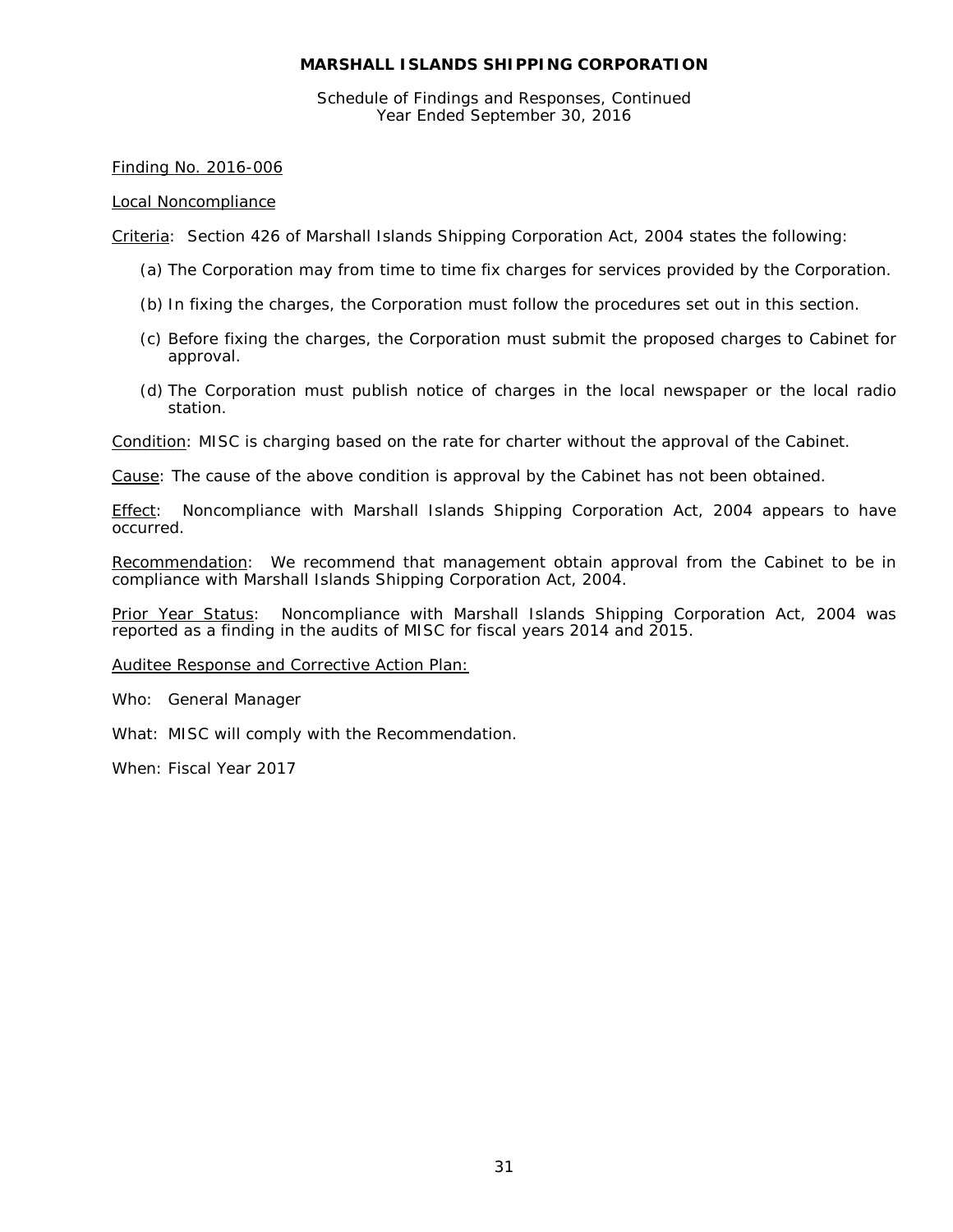**MARSHALL ISLANDS SHIPPING CORPORATION**

Schedule of Findings and Responses, Continued
Year Ended September 30, 2016

Finding No. 2016-006

Local Noncompliance

Criteria: Section 426 of Marshall Islands Shipping Corporation Act, 2004 states the following:

(a) The Corporation may from time to time fix charges for services provided by the Corporation.

(b) In fixing the charges, the Corporation must follow the procedures set out in this section.

(c) Before fixing the charges, the Corporation must submit the proposed charges to Cabinet for approval.

(d) The Corporation must publish notice of charges in the local newspaper or the local radio station.

Condition: MISC is charging based on the rate for charter without the approval of the Cabinet.

Cause: The cause of the above condition is approval by the Cabinet has not been obtained.

Effect: Noncompliance with Marshall Islands Shipping Corporation Act, 2004 appears to have occurred.

Recommendation: We recommend that management obtain approval from the Cabinet to be in compliance with Marshall Islands Shipping Corporation Act, 2004.

Prior Year Status: Noncompliance with Marshall Islands Shipping Corporation Act, 2004 was reported as a finding in the audits of MISC for fiscal years 2014 and 2015.

Auditee Response and Corrective Action Plan:

Who: General Manager

What: MISC will comply with the Recommendation.

When: Fiscal Year 2017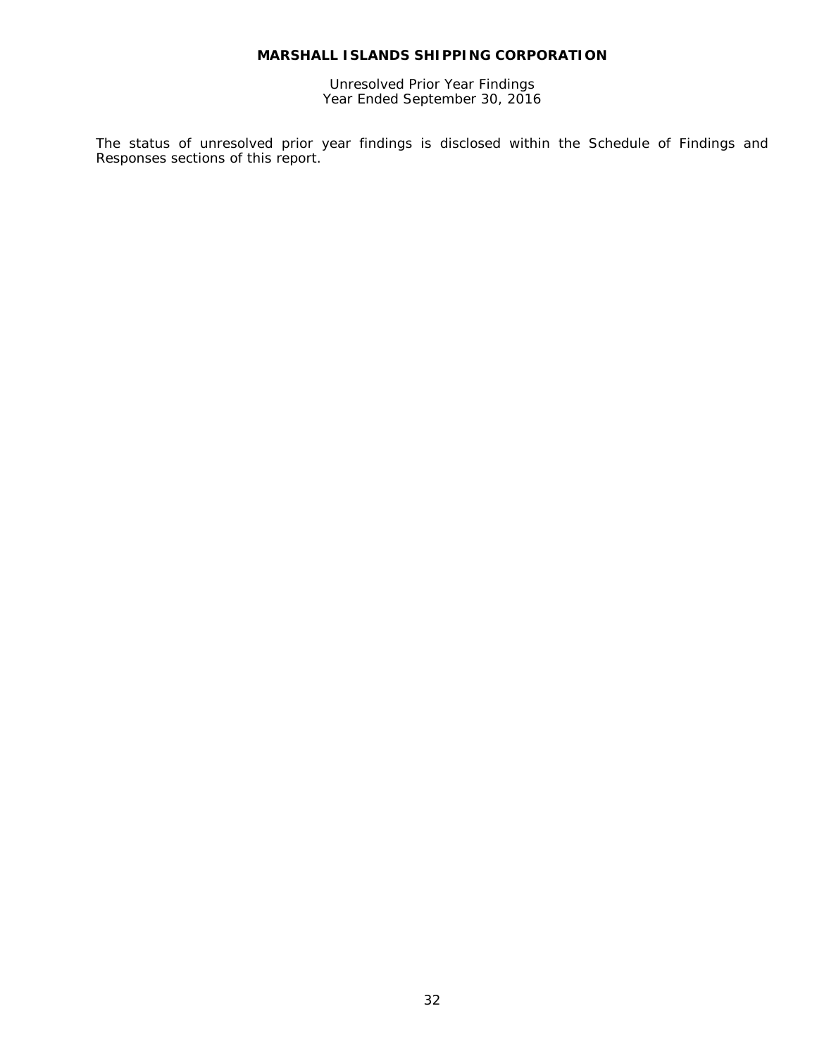# MARSHALL ISLANDS SHIPPING CORPORATION

Unresolved Prior Year Findings
Year Ended September 30, 2016

The status of unresolved prior year findings is disclosed within the Schedule of Findings and Responses sections of this report.